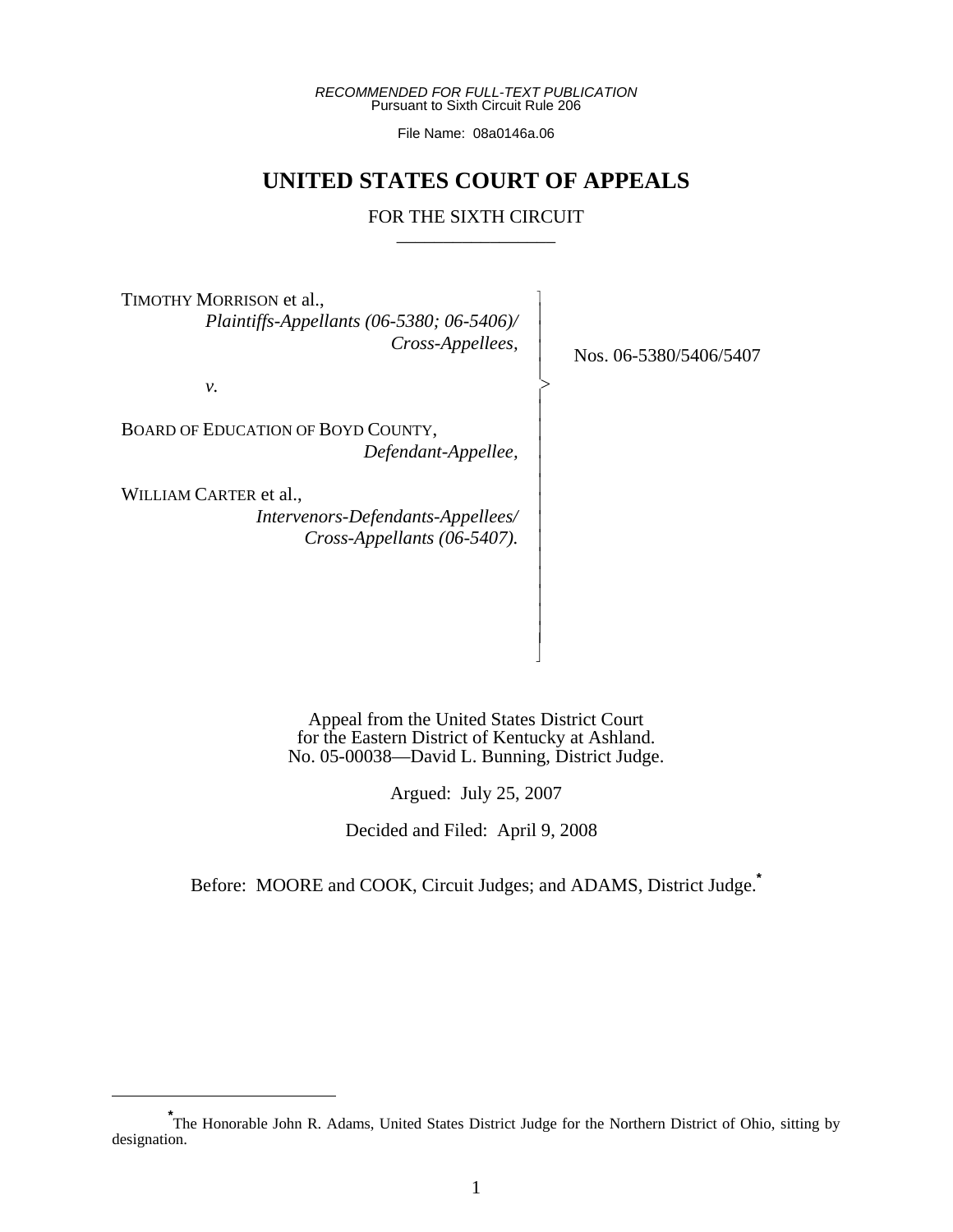*RECOMMENDED FOR FULL-TEXT PUBLICATION*
Pursuant to Sixth Circuit Rule 206

File Name: 08a0146a.06

# UNITED STATES COURT OF APPEALS

FOR THE SIXTH CIRCUIT

---

TIMOTHY MORRISON et al.,
*Plaintiffs-Appellants (06-5380; 06-5406)/ Cross-Appellees,*

*v.*

BOARD OF EDUCATION OF BOYD COUNTY,
*Defendant-Appellee,*

WILLIAM CARTER et al.,
*Intervenors-Defendants-Appellees/ Cross-Appellants (06-5407).*

Nos. 06-5380/5406/5407

Appeal from the United States District Court
for the Eastern District of Kentucky at Ashland.
No. 05-00038—David L. Bunning, District Judge.

Argued: July 25, 2007

Decided and Filed: April 9, 2008

Before: MOORE and COOK, Circuit Judges; and ADAMS, District Judge.*

---

*The Honorable John R. Adams, United States District Judge for the Northern District of Ohio, sitting by designation.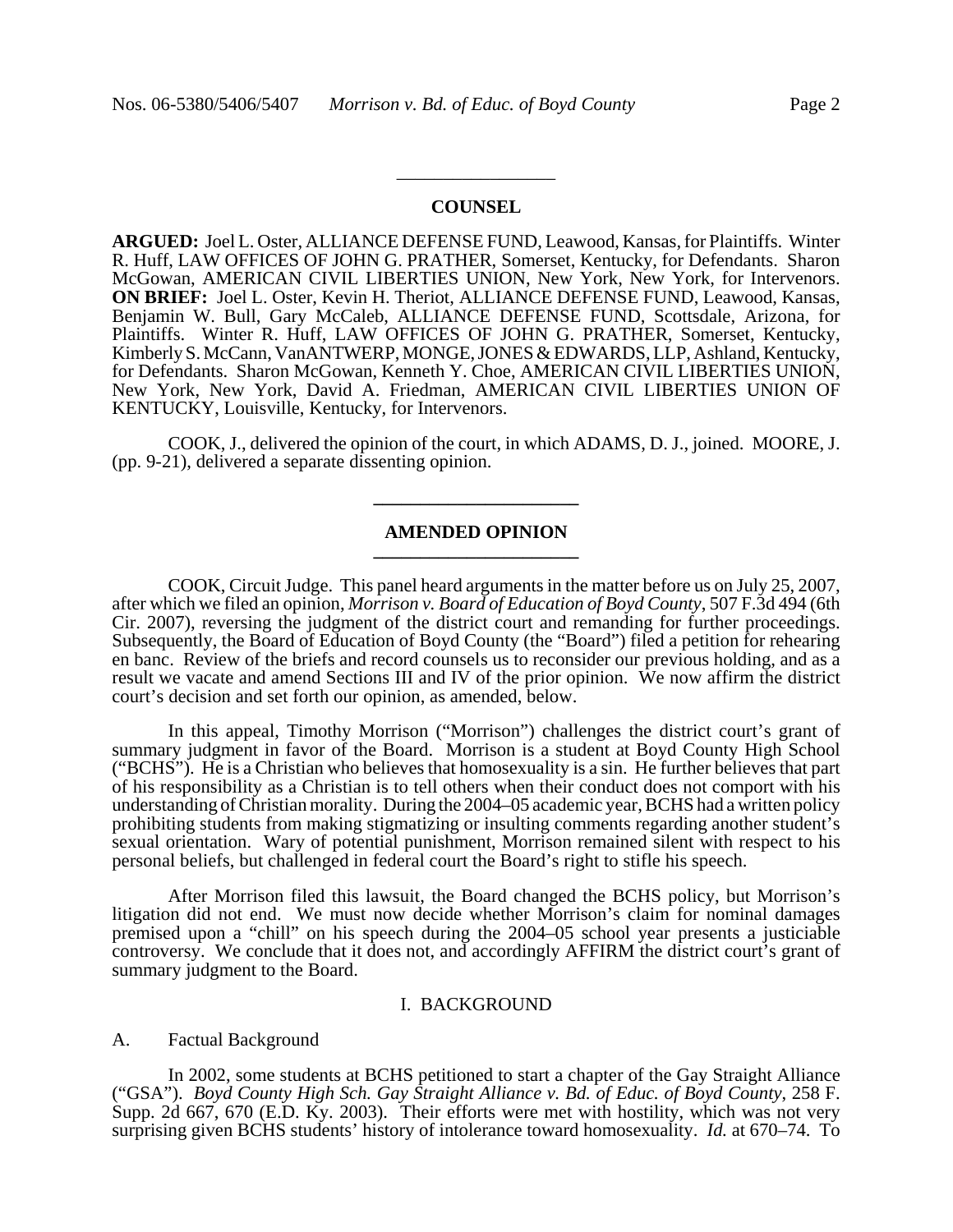## COUNSEL

**ARGUED:** Joel L. Oster, ALLIANCE DEFENSE FUND, Leawood, Kansas, for Plaintiffs. Winter R. Huff, LAW OFFICES OF JOHN G. PRATHER, Somerset, Kentucky, for Defendants. Sharon McGowan, AMERICAN CIVIL LIBERTIES UNION, New York, New York, for Intervenors. **ON BRIEF:** Joel L. Oster, Kevin H. Theriot, ALLIANCE DEFENSE FUND, Leawood, Kansas, Benjamin W. Bull, Gary McCaleb, ALLIANCE DEFENSE FUND, Scottsdale, Arizona, for Plaintiffs. Winter R. Huff, LAW OFFICES OF JOHN G. PRATHER, Somerset, Kentucky, Kimberly S. McCann, VanANTWERP, MONGE, JONES & EDWARDS, LLP, Ashland, Kentucky, for Defendants. Sharon McGowan, Kenneth Y. Choe, AMERICAN CIVIL LIBERTIES UNION, New York, New York, David A. Friedman, AMERICAN CIVIL LIBERTIES UNION OF KENTUCKY, Louisville, Kentucky, for Intervenors.

COOK, J., delivered the opinion of the court, in which ADAMS, D. J., joined. MOORE, J. (pp. 9-21), delivered a separate dissenting opinion.

## AMENDED OPINION

COOK, Circuit Judge. This panel heard arguments in the matter before us on July 25, 2007, after which we filed an opinion, *Morrison v. Board of Education of Boyd County*, 507 F.3d 494 (6th Cir. 2007), reversing the judgment of the district court and remanding for further proceedings. Subsequently, the Board of Education of Boyd County (the "Board") filed a petition for rehearing en banc. Review of the briefs and record counsels us to reconsider our previous holding, and as a result we vacate and amend Sections III and IV of the prior opinion. We now affirm the district court's decision and set forth our opinion, as amended, below.

In this appeal, Timothy Morrison ("Morrison") challenges the district court's grant of summary judgment in favor of the Board. Morrison is a student at Boyd County High School ("BCHS"). He is a Christian who believes that homosexuality is a sin. He further believes that part of his responsibility as a Christian is to tell others when their conduct does not comport with his understanding of Christian morality. During the 2004–05 academic year, BCHS had a written policy prohibiting students from making stigmatizing or insulting comments regarding another student's sexual orientation. Wary of potential punishment, Morrison remained silent with respect to his personal beliefs, but challenged in federal court the Board's right to stifle his speech.

After Morrison filed this lawsuit, the Board changed the BCHS policy, but Morrison's litigation did not end. We must now decide whether Morrison's claim for nominal damages premised upon a "chill" on his speech during the 2004–05 school year presents a justiciable controversy. We conclude that it does not, and accordingly AFFIRM the district court's grant of summary judgment to the Board.

### I. BACKGROUND

#### A. Factual Background

In 2002, some students at BCHS petitioned to start a chapter of the Gay Straight Alliance ("GSA"). *Boyd County High Sch. Gay Straight Alliance v. Bd. of Educ. of Boyd County*, 258 F. Supp. 2d 667, 670 (E.D. Ky. 2003). Their efforts were met with hostility, which was not very surprising given BCHS students' history of intolerance toward homosexuality. *Id.* at 670–74. To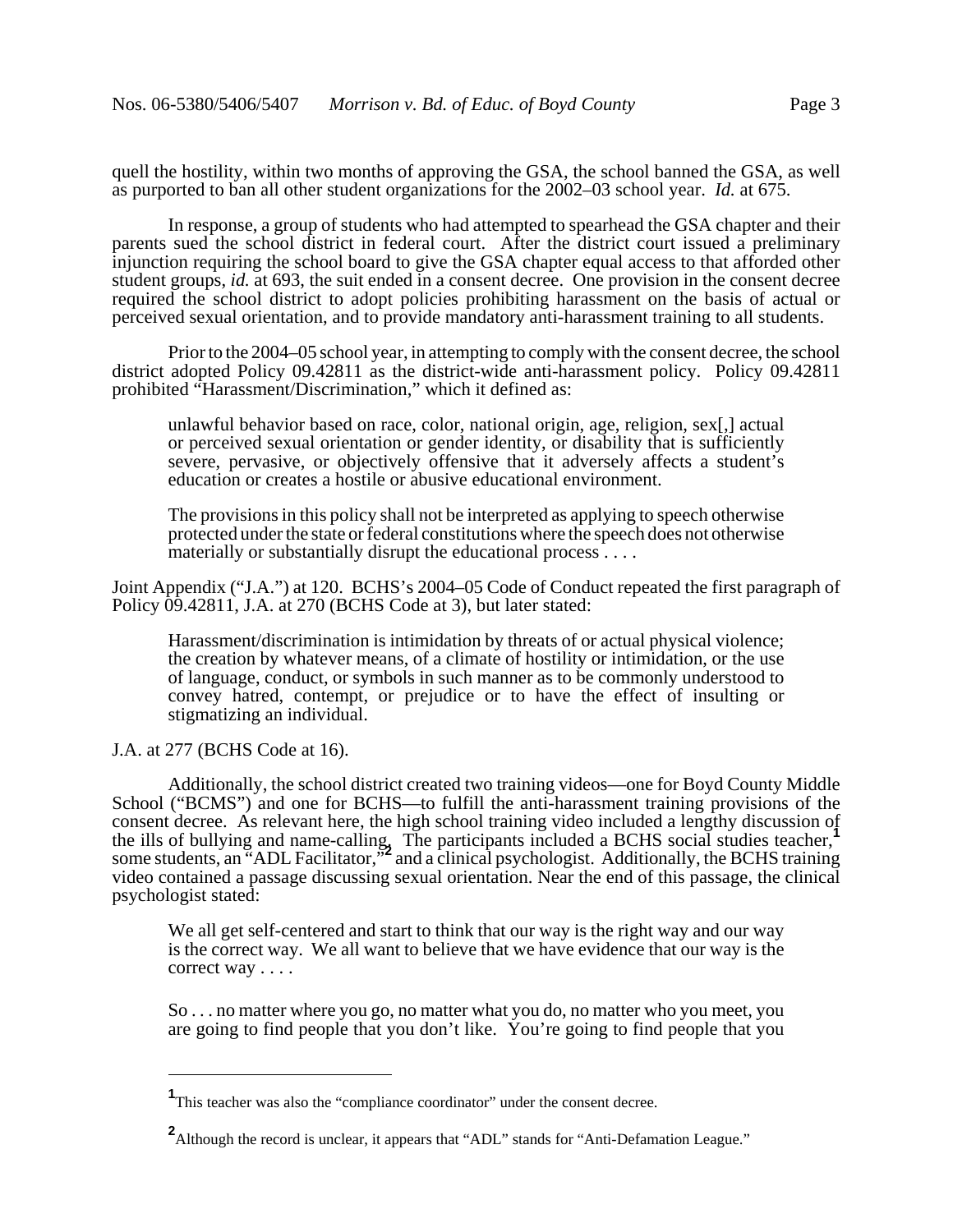quell the hostility, within two months of approving the GSA, the school banned the GSA, as well as purported to ban all other student organizations for the 2002–03 school year. *Id.* at 675.

In response, a group of students who had attempted to spearhead the GSA chapter and their parents sued the school district in federal court. After the district court issued a preliminary injunction requiring the school board to give the GSA chapter equal access to that afforded other student groups, *id.* at 693, the suit ended in a consent decree. One provision in the consent decree required the school district to adopt policies prohibiting harassment on the basis of actual or perceived sexual orientation, and to provide mandatory anti-harassment training to all students.

Prior to the 2004–05 school year, in attempting to comply with the consent decree, the school district adopted Policy 09.42811 as the district-wide anti-harassment policy. Policy 09.42811 prohibited "Harassment/Discrimination," which it defined as:

> unlawful behavior based on race, color, national origin, age, religion, sex[,] actual or perceived sexual orientation or gender identity, or disability that is sufficiently severe, pervasive, or objectively offensive that it adversely affects a student's education or creates a hostile or abusive educational environment.
>
> The provisions in this policy shall not be interpreted as applying to speech otherwise protected under the state or federal constitutions where the speech does not otherwise materially or substantially disrupt the educational process . . . .

Joint Appendix ("J.A.") at 120. BCHS's 2004–05 Code of Conduct repeated the first paragraph of Policy 09.42811, J.A. at 270 (BCHS Code at 3), but later stated:

> Harassment/discrimination is intimidation by threats of or actual physical violence; the creation by whatever means, of a climate of hostility or intimidation, or the use of language, conduct, or symbols in such manner as to be commonly understood to convey hatred, contempt, or prejudice or to have the effect of insulting or stigmatizing an individual.

J.A. at 277 (BCHS Code at 16).

Additionally, the school district created two training videos—one for Boyd County Middle School ("BCMS") and one for BCHS—to fulfill the anti-harassment training provisions of the consent decree. As relevant here, the high school training video included a lengthy discussion of the ills of bullying and name-calling. The participants included a BCHS social studies teacher,[1] some students, an "ADL Facilitator,"[2] and a clinical psychologist. Additionally, the BCHS training video contained a passage discussing sexual orientation. Near the end of this passage, the clinical psychologist stated:

> We all get self-centered and start to think that our way is the right way and our way is the correct way. We all want to believe that we have evidence that our way is the correct way . . . .
>
> So . . . no matter where you go, no matter what you do, no matter who you meet, you are going to find people that you don't like. You're going to find people that you

---

[1] This teacher was also the "compliance coordinator" under the consent decree.

[2] Although the record is unclear, it appears that "ADL" stands for "Anti-Defamation League."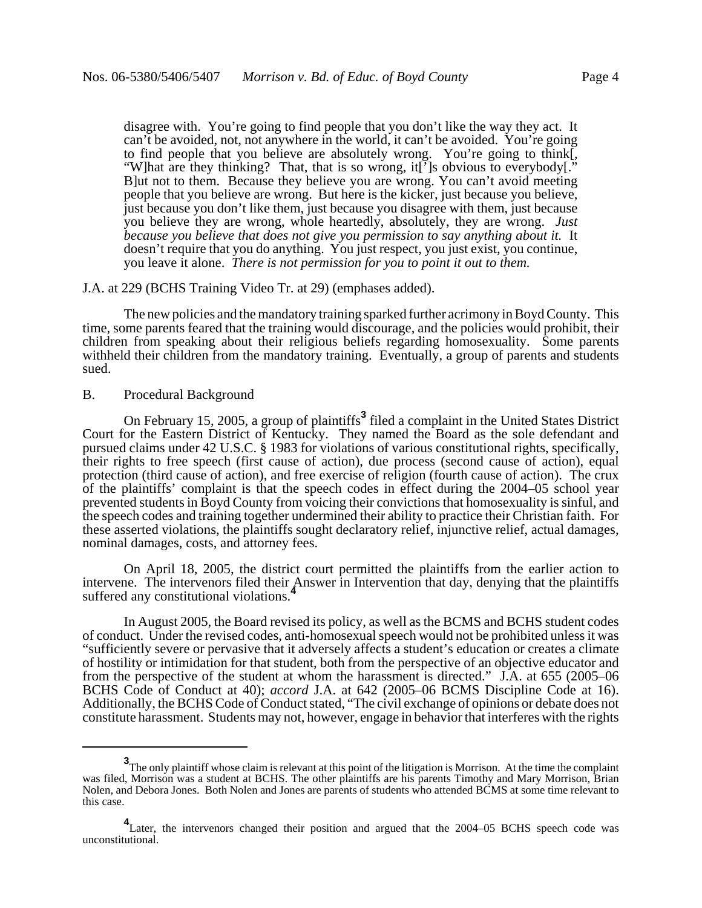> disagree with. You're going to find people that you don't like the way they act. It can't be avoided, not, not anywhere in the world, it can't be avoided. You're going to find people that you believe are absolutely wrong. You're going to think[, "W]hat are they thinking? That, that is so wrong, it[']s obvious to everybody[." B]ut not to them. Because they believe you are wrong. You can't avoid meeting people that you believe are wrong. But here is the kicker, just because you believe, just because you don't like them, just because you disagree with them, just because you believe they are wrong, whole heartedly, absolutely, they are wrong. *Just because you believe that does not give you permission to say anything about it.* It doesn't require that you do anything. You just respect, you just exist, you continue, you leave it alone. *There is not permission for you to point it out to them.*

J.A. at 229 (BCHS Training Video Tr. at 29) (emphases added).

The new policies and the mandatory training sparked further acrimony in Boyd County. This time, some parents feared that the training would discourage, and the policies would prohibit, their children from speaking about their religious beliefs regarding homosexuality. Some parents withheld their children from the mandatory training. Eventually, a group of parents and students sued.

## B. Procedural Background

On February 15, 2005, a group of plaintiffs[3] filed a complaint in the United States District Court for the Eastern District of Kentucky. They named the Board as the sole defendant and pursued claims under 42 U.S.C. § 1983 for violations of various constitutional rights, specifically, their rights to free speech (first cause of action), due process (second cause of action), equal protection (third cause of action), and free exercise of religion (fourth cause of action). The crux of the plaintiffs' complaint is that the speech codes in effect during the 2004–05 school year prevented students in Boyd County from voicing their convictions that homosexuality is sinful, and the speech codes and training together undermined their ability to practice their Christian faith. For these asserted violations, the plaintiffs sought declaratory relief, injunctive relief, actual damages, nominal damages, costs, and attorney fees.

On April 18, 2005, the district court permitted the plaintiffs from the earlier action to intervene. The intervenors filed their Answer in Intervention that day, denying that the plaintiffs suffered any constitutional violations.[4]

In August 2005, the Board revised its policy, as well as the BCMS and BCHS student codes of conduct. Under the revised codes, anti-homosexual speech would not be prohibited unless it was "sufficiently severe or pervasive that it adversely affects a student's education or creates a climate of hostility or intimidation for that student, both from the perspective of an objective educator and from the perspective of the student at whom the harassment is directed." J.A. at 655 (2005–06 BCHS Code of Conduct at 40); *accord* J.A. at 642 (2005–06 BCMS Discipline Code at 16). Additionally, the BCHS Code of Conduct stated, "The civil exchange of opinions or debate does not constitute harassment. Students may not, however, engage in behavior that interferes with the rights

---

[3] The only plaintiff whose claim is relevant at this point of the litigation is Morrison. At the time the complaint was filed, Morrison was a student at BCHS. The other plaintiffs are his parents Timothy and Mary Morrison, Brian Nolen, and Debora Jones. Both Nolen and Jones are parents of students who attended BCMS at some time relevant to this case.

[4] Later, the intervenors changed their position and argued that the 2004–05 BCHS speech code was unconstitutional.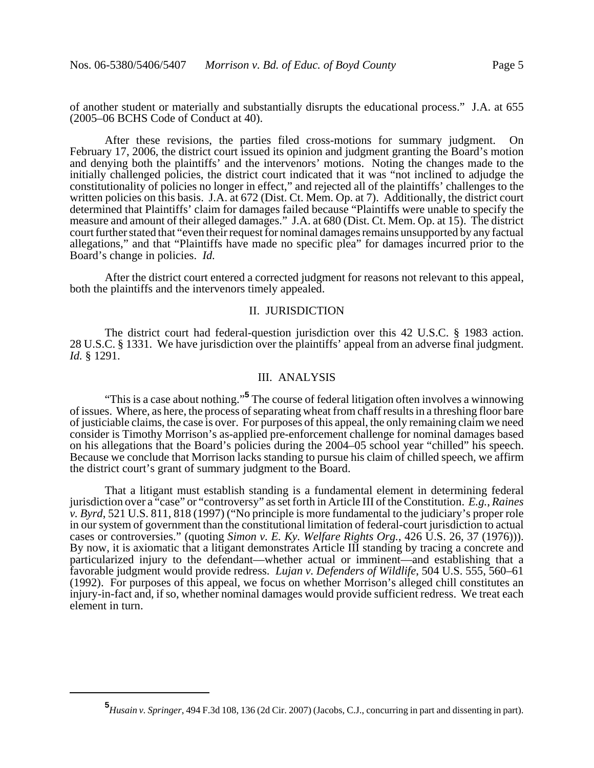of another student or materially and substantially disrupts the educational process." J.A. at 655 (2005–06 BCHS Code of Conduct at 40).

After these revisions, the parties filed cross-motions for summary judgment. On February 17, 2006, the district court issued its opinion and judgment granting the Board's motion and denying both the plaintiffs' and the intervenors' motions. Noting the changes made to the initially challenged policies, the district court indicated that it was "not inclined to adjudge the constitutionality of policies no longer in effect," and rejected all of the plaintiffs' challenges to the written policies on this basis. J.A. at 672 (Dist. Ct. Mem. Op. at 7). Additionally, the district court determined that Plaintiffs' claim for damages failed because "Plaintiffs were unable to specify the measure and amount of their alleged damages." J.A. at 680 (Dist. Ct. Mem. Op. at 15). The district court further stated that "even their request for nominal damages remains unsupported by any factual allegations," and that "Plaintiffs have made no specific plea" for damages incurred prior to the Board's change in policies. *Id.*

After the district court entered a corrected judgment for reasons not relevant to this appeal, both the plaintiffs and the intervenors timely appealed.

## II. JURISDICTION

The district court had federal-question jurisdiction over this 42 U.S.C. § 1983 action. 28 U.S.C. § 1331. We have jurisdiction over the plaintiffs' appeal from an adverse final judgment. *Id.* § 1291.

## III. ANALYSIS

"This is a case about nothing."[5] The course of federal litigation often involves a winnowing of issues. Where, as here, the process of separating wheat from chaff results in a threshing floor bare of justiciable claims, the case is over. For purposes of this appeal, the only remaining claim we need consider is Timothy Morrison's as-applied pre-enforcement challenge for nominal damages based on his allegations that the Board's policies during the 2004–05 school year "chilled" his speech. Because we conclude that Morrison lacks standing to pursue his claim of chilled speech, we affirm the district court's grant of summary judgment to the Board.

That a litigant must establish standing is a fundamental element in determining federal jurisdiction over a "case" or "controversy" as set forth in Article III of the Constitution. *E.g.*, *Raines v. Byrd*, 521 U.S. 811, 818 (1997) ("No principle is more fundamental to the judiciary's proper role in our system of government than the constitutional limitation of federal-court jurisdiction to actual cases or controversies." (quoting *Simon v. E. Ky. Welfare Rights Org.*, 426 U.S. 26, 37 (1976))). By now, it is axiomatic that a litigant demonstrates Article III standing by tracing a concrete and particularized injury to the defendant—whether actual or imminent—and establishing that a favorable judgment would provide redress. *Lujan v. Defenders of Wildlife*, 504 U.S. 555, 560–61 (1992). For purposes of this appeal, we focus on whether Morrison's alleged chill constitutes an injury-in-fact and, if so, whether nominal damages would provide sufficient redress. We treat each element in turn.

---

[5] *Husain v. Springer*, 494 F.3d 108, 136 (2d Cir. 2007) (Jacobs, C.J., concurring in part and dissenting in part).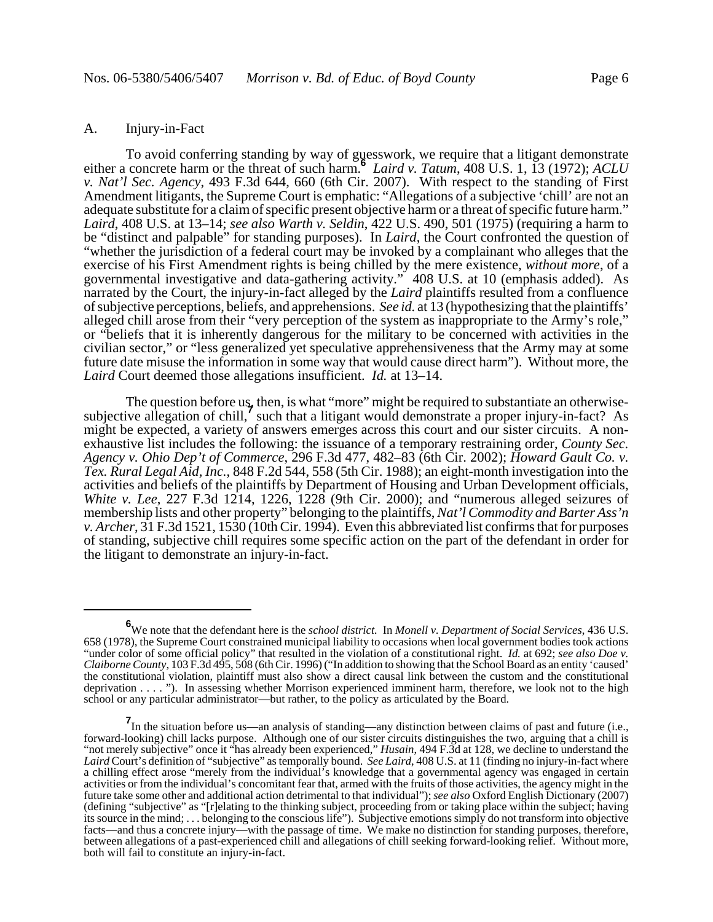A. Injury-in-Fact

To avoid conferring standing by way of guesswork, we require that a litigant demonstrate either a concrete harm or the threat of such harm.[6] *Laird v. Tatum*, 408 U.S. 1, 13 (1972); *ACLU v. Nat'l Sec. Agency*, 493 F.3d 644, 660 (6th Cir. 2007). With respect to the standing of First Amendment litigants, the Supreme Court is emphatic: "Allegations of a subjective 'chill' are not an adequate substitute for a claim of specific present objective harm or a threat of specific future harm." *Laird*, 408 U.S. at 13–14; *see also Warth v. Seldin*, 422 U.S. 490, 501 (1975) (requiring a harm to be "distinct and palpable" for standing purposes). In *Laird*, the Court confronted the question of "whether the jurisdiction of a federal court may be invoked by a complainant who alleges that the exercise of his First Amendment rights is being chilled by the mere existence, *without more*, of a governmental investigative and data-gathering activity." 408 U.S. at 10 (emphasis added). As narrated by the Court, the injury-in-fact alleged by the *Laird* plaintiffs resulted from a confluence of subjective perceptions, beliefs, and apprehensions. *See id.* at 13 (hypothesizing that the plaintiffs' alleged chill arose from their "very perception of the system as inappropriate to the Army's role," or "beliefs that it is inherently dangerous for the military to be concerned with activities in the civilian sector," or "less generalized yet speculative apprehensiveness that the Army may at some future date misuse the information in some way that would cause direct harm"). Without more, the *Laird* Court deemed those allegations insufficient. *Id.* at 13–14.

The question before us, then, is what "more" might be required to substantiate an otherwise-subjective allegation of chill,[7] such that a litigant would demonstrate a proper injury-in-fact? As might be expected, a variety of answers emerges across this court and our sister circuits. A non-exhaustive list includes the following: the issuance of a temporary restraining order, *County Sec. Agency v. Ohio Dep't of Commerce*, 296 F.3d 477, 482–83 (6th Cir. 2002); *Howard Gault Co. v. Tex. Rural Legal Aid, Inc.*, 848 F.2d 544, 558 (5th Cir. 1988); an eight-month investigation into the activities and beliefs of the plaintiffs by Department of Housing and Urban Development officials, *White v. Lee*, 227 F.3d 1214, 1226, 1228 (9th Cir. 2000); and "numerous alleged seizures of membership lists and other property" belonging to the plaintiffs, *Nat'l Commodity and Barter Ass'n v. Archer*, 31 F.3d 1521, 1530 (10th Cir. 1994). Even this abbreviated list confirms that for purposes of standing, subjective chill requires some specific action on the part of the defendant in order for the litigant to demonstrate an injury-in-fact.

---

[6] We note that the defendant here is the *school district.* In *Monell v. Department of Social Services*, 436 U.S. 658 (1978), the Supreme Court constrained municipal liability to occasions when local government bodies took actions "under color of some official policy" that resulted in the violation of a constitutional right. *Id.* at 692; *see also Doe v. Claiborne County*, 103 F.3d 495, 508 (6th Cir. 1996) ("In addition to showing that the School Board as an entity 'caused' the constitutional violation, plaintiff must also show a direct causal link between the custom and the constitutional deprivation . . . . "). In assessing whether Morrison experienced imminent harm, therefore, we look not to the high school or any particular administrator—but rather, to the policy as articulated by the Board.

[7] In the situation before us—an analysis of standing—any distinction between claims of past and future (i.e., forward-looking) chill lacks purpose. Although one of our sister circuits distinguishes the two, arguing that a chill is "not merely subjective" once it "has already been experienced," *Husain*, 494 F.3d at 128, we decline to understand the *Laird* Court's definition of "subjective" as temporally bound. *See Laird*, 408 U.S. at 11 (finding no injury-in-fact where a chilling effect arose "merely from the individual's knowledge that a governmental agency was engaged in certain activities or from the individual's concomitant fear that, armed with the fruits of those activities, the agency might in the future take some other and additional action detrimental to that individual"); *see also* Oxford English Dictionary (2007) (defining "subjective" as "[r]elating to the thinking subject, proceeding from or taking place within the subject; having its source in the mind; . . . belonging to the conscious life"). Subjective emotions simply do not transform into objective facts—and thus a concrete injury—with the passage of time. We make no distinction for standing purposes, therefore, between allegations of a past-experienced chill and allegations of chill seeking forward-looking relief. Without more, both will fail to constitute an injury-in-fact.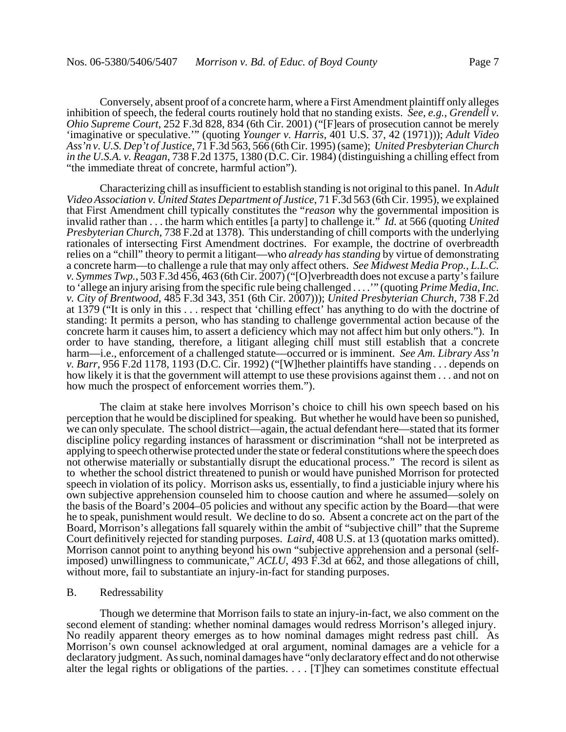Conversely, absent proof of a concrete harm, where a First Amendment plaintiff only alleges inhibition of speech, the federal courts routinely hold that no standing exists. *See, e.g.*, *Grendell v. Ohio Supreme Court*, 252 F.3d 828, 834 (6th Cir. 2001) ("[F]ears of prosecution cannot be merely 'imaginative or speculative.'" (quoting *Younger v. Harris*, 401 U.S. 37, 42 (1971))); *Adult Video Ass'n v. U.S. Dep't of Justice*, 71 F.3d 563, 566 (6th Cir. 1995) (same); *United Presbyterian Church in the U.S.A. v. Reagan*, 738 F.2d 1375, 1380 (D.C. Cir. 1984) (distinguishing a chilling effect from "the immediate threat of concrete, harmful action").

Characterizing chill as insufficient to establish standing is not original to this panel. In *Adult Video Association v. United States Department of Justice*, 71 F.3d 563 (6th Cir. 1995), we explained that First Amendment chill typically constitutes the "*reason* why the governmental imposition is invalid rather than . . . the harm which entitles [a party] to challenge it." *Id.* at 566 (quoting *United Presbyterian Church*, 738 F.2d at 1378). This understanding of chill comports with the underlying rationales of intersecting First Amendment doctrines. For example, the doctrine of overbreadth relies on a "chill" theory to permit a litigant—who *already has standing* by virtue of demonstrating a concrete harm—to challenge a rule that may only affect others. *See Midwest Media Prop., L.L.C. v. Symmes Twp.*, 503 F.3d 456, 463 (6th Cir. 2007) ("[O]verbreadth does not excuse a party's failure to 'allege an injury arising from the specific rule being challenged . . . .'" (quoting *Prime Media, Inc. v. City of Brentwood*, 485 F.3d 343, 351 (6th Cir. 2007))); *United Presbyterian Church*, 738 F.2d at 1379 ("It is only in this . . . respect that 'chilling effect' has anything to do with the doctrine of standing: It permits a person, who has standing to challenge governmental action because of the concrete harm it causes him, to assert a deficiency which may not affect him but only others."). In order to have standing, therefore, a litigant alleging chill must still establish that a concrete harm—i.e., enforcement of a challenged statute—occurred or is imminent. *See Am. Library Ass'n v. Barr*, 956 F.2d 1178, 1193 (D.C. Cir. 1992) ("[W]hether plaintiffs have standing . . . depends on how likely it is that the government will attempt to use these provisions against them . . . and not on how much the prospect of enforcement worries them.").

The claim at stake here involves Morrison's choice to chill his own speech based on his perception that he would be disciplined for speaking. But whether he would have been so punished, we can only speculate. The school district—again, the actual defendant here—stated that its former discipline policy regarding instances of harassment or discrimination "shall not be interpreted as applying to speech otherwise protected under the state or federal constitutions where the speech does not otherwise materially or substantially disrupt the educational process." The record is silent as to whether the school district threatened to punish or would have punished Morrison for protected speech in violation of its policy. Morrison asks us, essentially, to find a justiciable injury where his own subjective apprehension counseled him to choose caution and where he assumed—solely on the basis of the Board's 2004–05 policies and without any specific action by the Board—that were he to speak, punishment would result. We decline to do so. Absent a concrete act on the part of the Board, Morrison's allegations fall squarely within the ambit of "subjective chill" that the Supreme Court definitively rejected for standing purposes. *Laird*, 408 U.S. at 13 (quotation marks omitted). Morrison cannot point to anything beyond his own "subjective apprehension and a personal (self-imposed) unwillingness to communicate," *ACLU*, 493 F.3d at 662, and those allegations of chill, without more, fail to substantiate an injury-in-fact for standing purposes.

## B. Redressability

Though we determine that Morrison fails to state an injury-in-fact, we also comment on the second element of standing: whether nominal damages would redress Morrison's alleged injury. No readily apparent theory emerges as to how nominal damages might redress past chill. As Morrison's own counsel acknowledged at oral argument, nominal damages are a vehicle for a declaratory judgment. As such, nominal damages have "only declaratory effect and do not otherwise alter the legal rights or obligations of the parties. . . . [T]hey can sometimes constitute effectual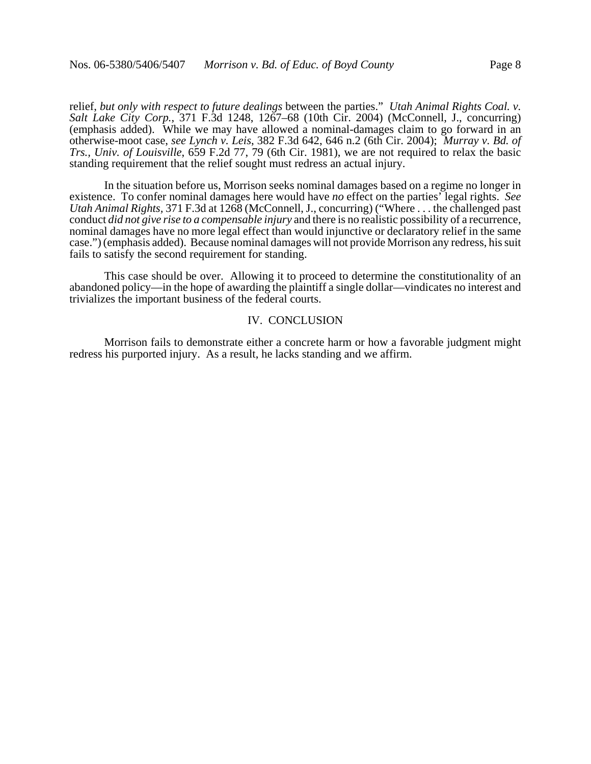relief, *but only with respect to future dealings* between the parties." *Utah Animal Rights Coal. v. Salt Lake City Corp.*, 371 F.3d 1248, 1267–68 (10th Cir. 2004) (McConnell, J., concurring) (emphasis added). While we may have allowed a nominal-damages claim to go forward in an otherwise-moot case, *see Lynch v. Leis*, 382 F.3d 642, 646 n.2 (6th Cir. 2004); *Murray v. Bd. of Trs., Univ. of Louisville*, 659 F.2d 77, 79 (6th Cir. 1981), we are not required to relax the basic standing requirement that the relief sought must redress an actual injury.

In the situation before us, Morrison seeks nominal damages based on a regime no longer in existence. To confer nominal damages here would have *no* effect on the parties' legal rights. *See Utah Animal Rights*, 371 F.3d at 1268 (McConnell, J., concurring) ("Where . . . the challenged past conduct *did not give rise to a compensable injury* and there is no realistic possibility of a recurrence, nominal damages have no more legal effect than would injunctive or declaratory relief in the same case.") (emphasis added). Because nominal damages will not provide Morrison any redress, his suit fails to satisfy the second requirement for standing.

This case should be over. Allowing it to proceed to determine the constitutionality of an abandoned policy—in the hope of awarding the plaintiff a single dollar—vindicates no interest and trivializes the important business of the federal courts.

## IV. CONCLUSION

Morrison fails to demonstrate either a concrete harm or how a favorable judgment might redress his purported injury. As a result, he lacks standing and we affirm.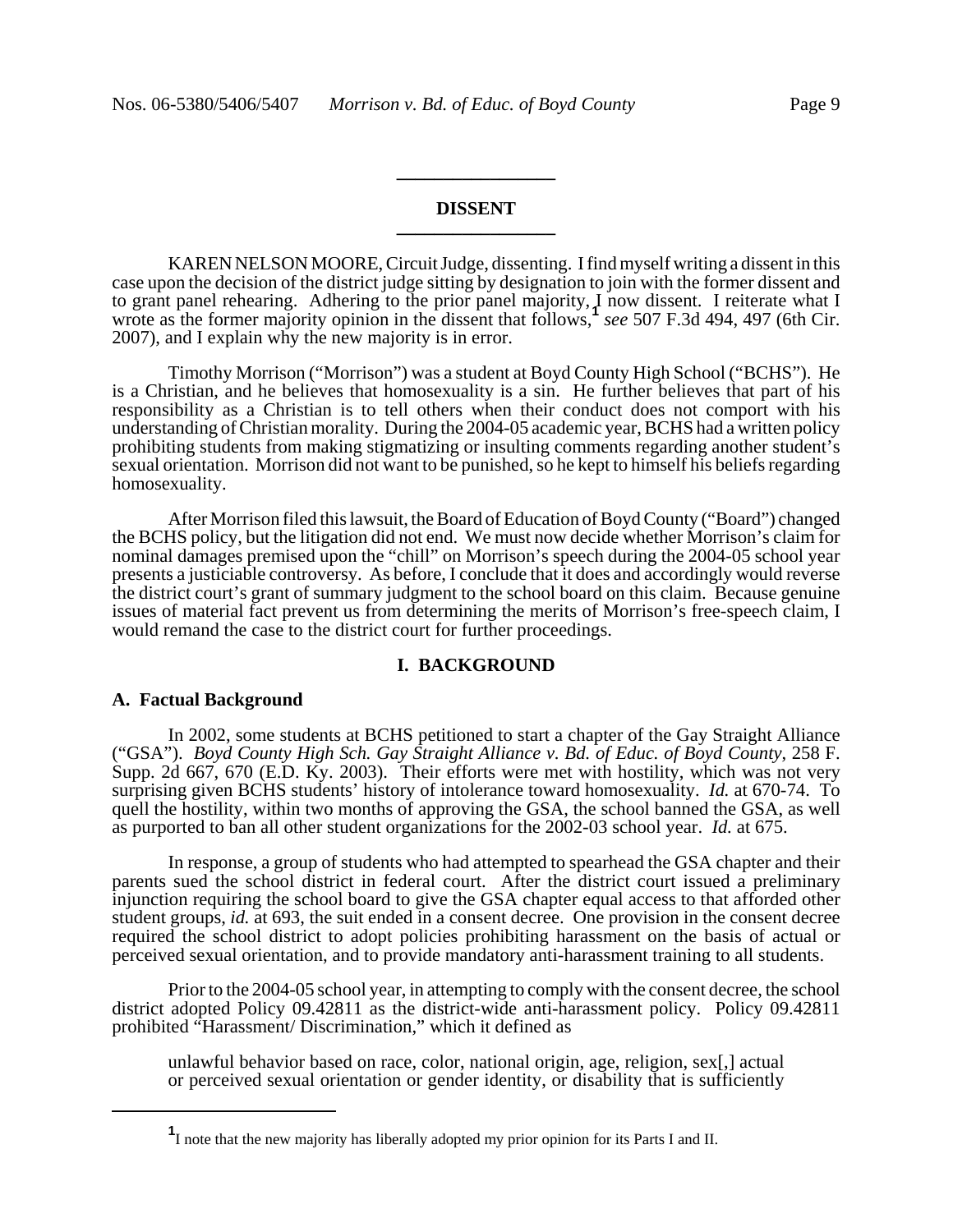## DISSENT

KAREN NELSON MOORE, Circuit Judge, dissenting. I find myself writing a dissent in this case upon the decision of the district judge sitting by designation to join with the former dissent and to grant panel rehearing. Adhering to the prior panel majority, I now dissent. I reiterate what I wrote as the former majority opinion in the dissent that follows,[1] *see* 507 F.3d 494, 497 (6th Cir. 2007), and I explain why the new majority is in error.

Timothy Morrison ("Morrison") was a student at Boyd County High School ("BCHS"). He is a Christian, and he believes that homosexuality is a sin. He further believes that part of his responsibility as a Christian is to tell others when their conduct does not comport with his understanding of Christian morality. During the 2004-05 academic year, BCHS had a written policy prohibiting students from making stigmatizing or insulting comments regarding another student's sexual orientation. Morrison did not want to be punished, so he kept to himself his beliefs regarding homosexuality.

After Morrison filed this lawsuit, the Board of Education of Boyd County ("Board") changed the BCHS policy, but the litigation did not end. We must now decide whether Morrison's claim for nominal damages premised upon the "chill" on Morrison's speech during the 2004-05 school year presents a justiciable controversy. As before, I conclude that it does and accordingly would reverse the district court's grant of summary judgment to the school board on this claim. Because genuine issues of material fact prevent us from determining the merits of Morrison's free-speech claim, I would remand the case to the district court for further proceedings.

### I. BACKGROUND

#### A. Factual Background

In 2002, some students at BCHS petitioned to start a chapter of the Gay Straight Alliance ("GSA"). *Boyd County High Sch. Gay Straight Alliance v. Bd. of Educ. of Boyd County*, 258 F. Supp. 2d 667, 670 (E.D. Ky. 2003). Their efforts were met with hostility, which was not very surprising given BCHS students' history of intolerance toward homosexuality. *Id.* at 670-74. To quell the hostility, within two months of approving the GSA, the school banned the GSA, as well as purported to ban all other student organizations for the 2002-03 school year. *Id.* at 675.

In response, a group of students who had attempted to spearhead the GSA chapter and their parents sued the school district in federal court. After the district court issued a preliminary injunction requiring the school board to give the GSA chapter equal access to that afforded other student groups, *id.* at 693, the suit ended in a consent decree. One provision in the consent decree required the school district to adopt policies prohibiting harassment on the basis of actual or perceived sexual orientation, and to provide mandatory anti-harassment training to all students.

Prior to the 2004-05 school year, in attempting to comply with the consent decree, the school district adopted Policy 09.42811 as the district-wide anti-harassment policy. Policy 09.42811 prohibited "Harassment/ Discrimination," which it defined as

> unlawful behavior based on race, color, national origin, age, religion, sex[,] actual or perceived sexual orientation or gender identity, or disability that is sufficiently

[1] I note that the new majority has liberally adopted my prior opinion for its Parts I and II.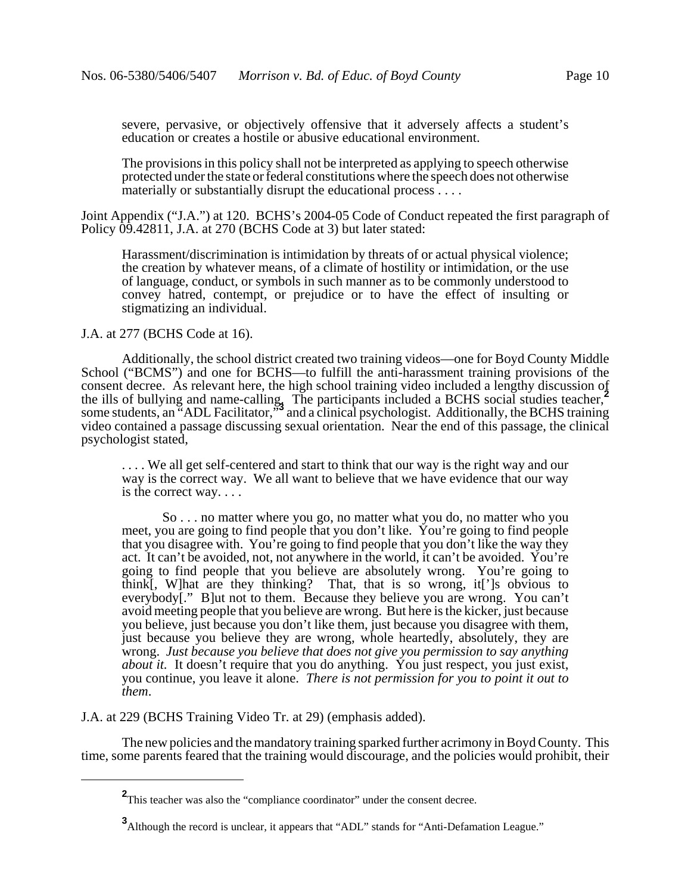severe, pervasive, or objectively offensive that it adversely affects a student's education or creates a hostile or abusive educational environment.

> The provisions in this policy shall not be interpreted as applying to speech otherwise protected under the state or federal constitutions where the speech does not otherwise materially or substantially disrupt the educational process . . . .

Joint Appendix ("J.A.") at 120. BCHS's 2004-05 Code of Conduct repeated the first paragraph of Policy 09.42811, J.A. at 270 (BCHS Code at 3) but later stated:

> Harassment/discrimination is intimidation by threats of or actual physical violence; the creation by whatever means, of a climate of hostility or intimidation, or the use of language, conduct, or symbols in such manner as to be commonly understood to convey hatred, contempt, or prejudice or to have the effect of insulting or stigmatizing an individual.

J.A. at 277 (BCHS Code at 16).

Additionally, the school district created two training videos—one for Boyd County Middle School ("BCMS") and one for BCHS—to fulfill the anti-harassment training provisions of the consent decree. As relevant here, the high school training video included a lengthy discussion of the ills of bullying and name-calling. The participants included a BCHS social studies teacher,[2] some students, an "ADL Facilitator,"[3] and a clinical psychologist. Additionally, the BCHS training video contained a passage discussing sexual orientation. Near the end of this passage, the clinical psychologist stated,

> . . . . We all get self-centered and start to think that our way is the right way and our way is the correct way. We all want to believe that we have evidence that our way is the correct way. . . .
>
> So . . . no matter where you go, no matter what you do, no matter who you meet, you are going to find people that you don't like. You're going to find people that you disagree with. You're going to find people that you don't like the way they act. It can't be avoided, not, not anywhere in the world, it can't be avoided. You're going to find people that you believe are absolutely wrong. You're going to think[, W]hat are they thinking? That, that is so wrong, it[']s obvious to everybody[." B]ut not to them. Because they believe you are wrong. You can't avoid meeting people that you believe are wrong. But here is the kicker, just because you believe, just because you don't like them, just because you disagree with them, just because you believe they are wrong, whole heartedly, absolutely, they are wrong. *Just because you believe that does not give you permission to say anything about it.* It doesn't require that you do anything. You just respect, you just exist, you continue, you leave it alone. *There is not permission for you to point it out to them*.

J.A. at 229 (BCHS Training Video Tr. at 29) (emphasis added).

The new policies and the mandatory training sparked further acrimony in Boyd County. This time, some parents feared that the training would discourage, and the policies would prohibit, their

---

[2] This teacher was also the "compliance coordinator" under the consent decree.

[3] Although the record is unclear, it appears that "ADL" stands for "Anti-Defamation League."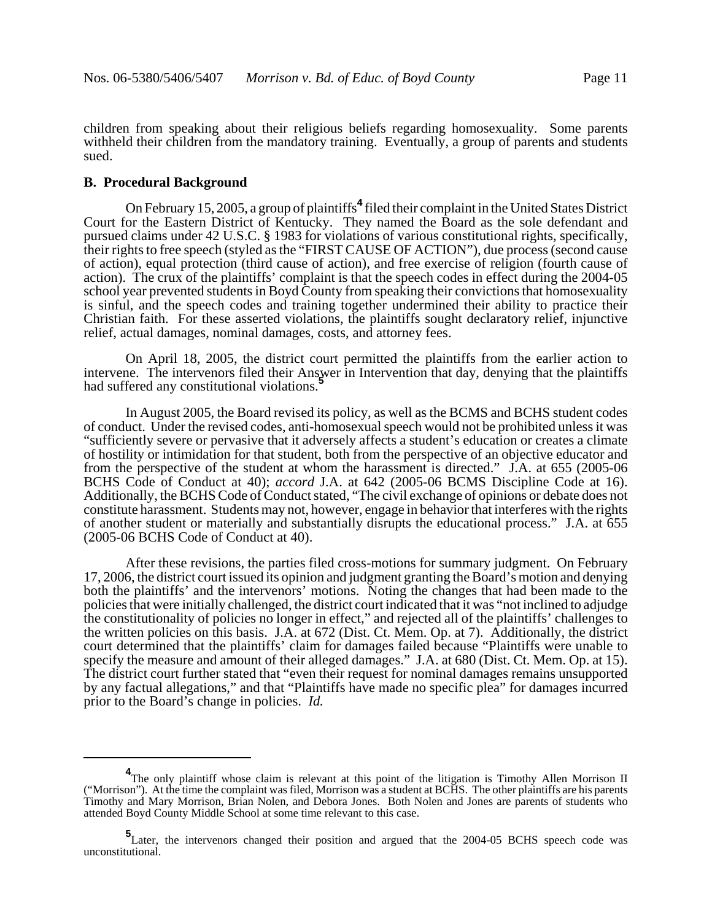children from speaking about their religious beliefs regarding homosexuality. Some parents withheld their children from the mandatory training. Eventually, a group of parents and students sued.

**B. Procedural Background**

On February 15, 2005, a group of plaintiffs[4] filed their complaint in the United States District Court for the Eastern District of Kentucky. They named the Board as the sole defendant and pursued claims under 42 U.S.C. § 1983 for violations of various constitutional rights, specifically, their rights to free speech (styled as the "FIRST CAUSE OF ACTION"), due process (second cause of action), equal protection (third cause of action), and free exercise of religion (fourth cause of action). The crux of the plaintiffs' complaint is that the speech codes in effect during the 2004-05 school year prevented students in Boyd County from speaking their convictions that homosexuality is sinful, and the speech codes and training together undermined their ability to practice their Christian faith. For these asserted violations, the plaintiffs sought declaratory relief, injunctive relief, actual damages, nominal damages, costs, and attorney fees.

On April 18, 2005, the district court permitted the plaintiffs from the earlier action to intervene. The intervenors filed their Answer in Intervention that day, denying that the plaintiffs had suffered any constitutional violations.[5]

In August 2005, the Board revised its policy, as well as the BCMS and BCHS student codes of conduct. Under the revised codes, anti-homosexual speech would not be prohibited unless it was "sufficiently severe or pervasive that it adversely affects a student's education or creates a climate of hostility or intimidation for that student, both from the perspective of an objective educator and from the perspective of the student at whom the harassment is directed." J.A. at 655 (2005-06 BCHS Code of Conduct at 40); *accord* J.A. at 642 (2005-06 BCMS Discipline Code at 16). Additionally, the BCHS Code of Conduct stated, "The civil exchange of opinions or debate does not constitute harassment. Students may not, however, engage in behavior that interferes with the rights of another student or materially and substantially disrupts the educational process." J.A. at 655 (2005-06 BCHS Code of Conduct at 40).

After these revisions, the parties filed cross-motions for summary judgment. On February 17, 2006, the district court issued its opinion and judgment granting the Board's motion and denying both the plaintiffs' and the intervenors' motions. Noting the changes that had been made to the policies that were initially challenged, the district court indicated that it was "not inclined to adjudge the constitutionality of policies no longer in effect," and rejected all of the plaintiffs' challenges to the written policies on this basis. J.A. at 672 (Dist. Ct. Mem. Op. at 7). Additionally, the district court determined that the plaintiffs' claim for damages failed because "Plaintiffs were unable to specify the measure and amount of their alleged damages." J.A. at 680 (Dist. Ct. Mem. Op. at 15). The district court further stated that "even their request for nominal damages remains unsupported by any factual allegations," and that "Plaintiffs have made no specific plea" for damages incurred prior to the Board's change in policies. *Id.*

---

[4] The only plaintiff whose claim is relevant at this point of the litigation is Timothy Allen Morrison II ("Morrison"). At the time the complaint was filed, Morrison was a student at BCHS. The other plaintiffs are his parents Timothy and Mary Morrison, Brian Nolen, and Debora Jones. Both Nolen and Jones are parents of students who attended Boyd County Middle School at some time relevant to this case.

[5] Later, the intervenors changed their position and argued that the 2004-05 BCHS speech code was unconstitutional.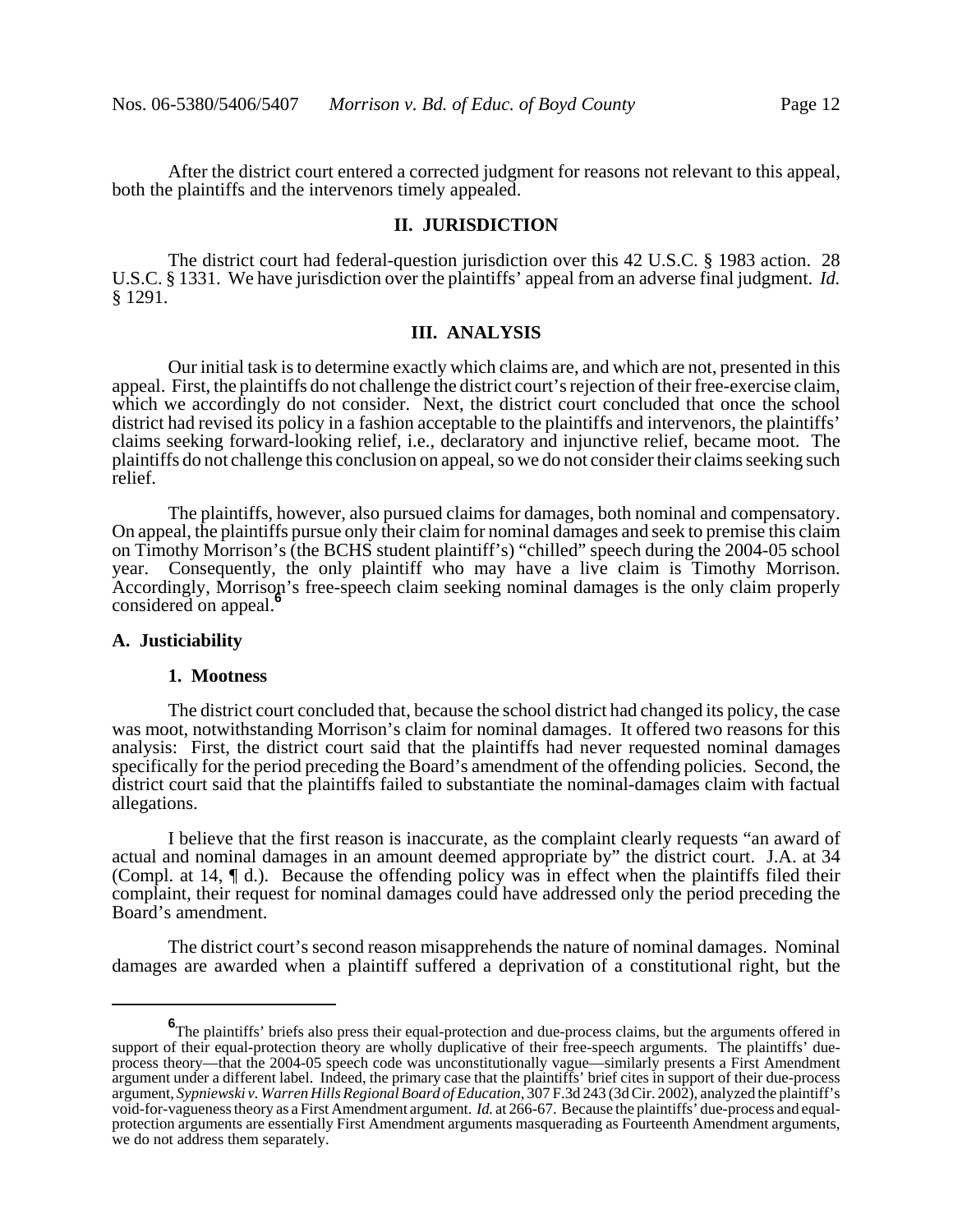After the district court entered a corrected judgment for reasons not relevant to this appeal, both the plaintiffs and the intervenors timely appealed.

## II. JURISDICTION

The district court had federal-question jurisdiction over this 42 U.S.C. § 1983 action. 28 U.S.C. § 1331. We have jurisdiction over the plaintiffs' appeal from an adverse final judgment. *Id.* § 1291.

## III. ANALYSIS

Our initial task is to determine exactly which claims are, and which are not, presented in this appeal. First, the plaintiffs do not challenge the district court's rejection of their free-exercise claim, which we accordingly do not consider. Next, the district court concluded that once the school district had revised its policy in a fashion acceptable to the plaintiffs and intervenors, the plaintiffs' claims seeking forward-looking relief, i.e., declaratory and injunctive relief, became moot. The plaintiffs do not challenge this conclusion on appeal, so we do not consider their claims seeking such relief.

The plaintiffs, however, also pursued claims for damages, both nominal and compensatory. On appeal, the plaintiffs pursue only their claim for nominal damages and seek to premise this claim on Timothy Morrison's (the BCHS student plaintiff's) "chilled" speech during the 2004-05 school year. Consequently, the only plaintiff who may have a live claim is Timothy Morrison. Accordingly, Morrison's free-speech claim seeking nominal damages is the only claim properly considered on appeal.[6]

### A. Justiciability

#### 1. Mootness

The district court concluded that, because the school district had changed its policy, the case was moot, notwithstanding Morrison's claim for nominal damages. It offered two reasons for this analysis: First, the district court said that the plaintiffs had never requested nominal damages specifically for the period preceding the Board's amendment of the offending policies. Second, the district court said that the plaintiffs failed to substantiate the nominal-damages claim with factual allegations.

I believe that the first reason is inaccurate, as the complaint clearly requests "an award of actual and nominal damages in an amount deemed appropriate by" the district court. J.A. at 34 (Compl. at 14, ¶ d.). Because the offending policy was in effect when the plaintiffs filed their complaint, their request for nominal damages could have addressed only the period preceding the Board's amendment.

The district court's second reason misapprehends the nature of nominal damages. Nominal damages are awarded when a plaintiff suffered a deprivation of a constitutional right, but the

---

[6] The plaintiffs' briefs also press their equal-protection and due-process claims, but the arguments offered in support of their equal-protection theory are wholly duplicative of their free-speech arguments. The plaintiffs' due-process theory—that the 2004-05 speech code was unconstitutionally vague—similarly presents a First Amendment argument under a different label. Indeed, the primary case that the plaintiffs' brief cites in support of their due-process argument, *Sypniewski v. Warren Hills Regional Board of Education*, 307 F.3d 243 (3d Cir. 2002), analyzed the plaintiff's void-for-vagueness theory as a First Amendment argument. *Id.* at 266-67. Because the plaintiffs' due-process and equal-protection arguments are essentially First Amendment arguments masquerading as Fourteenth Amendment arguments, we do not address them separately.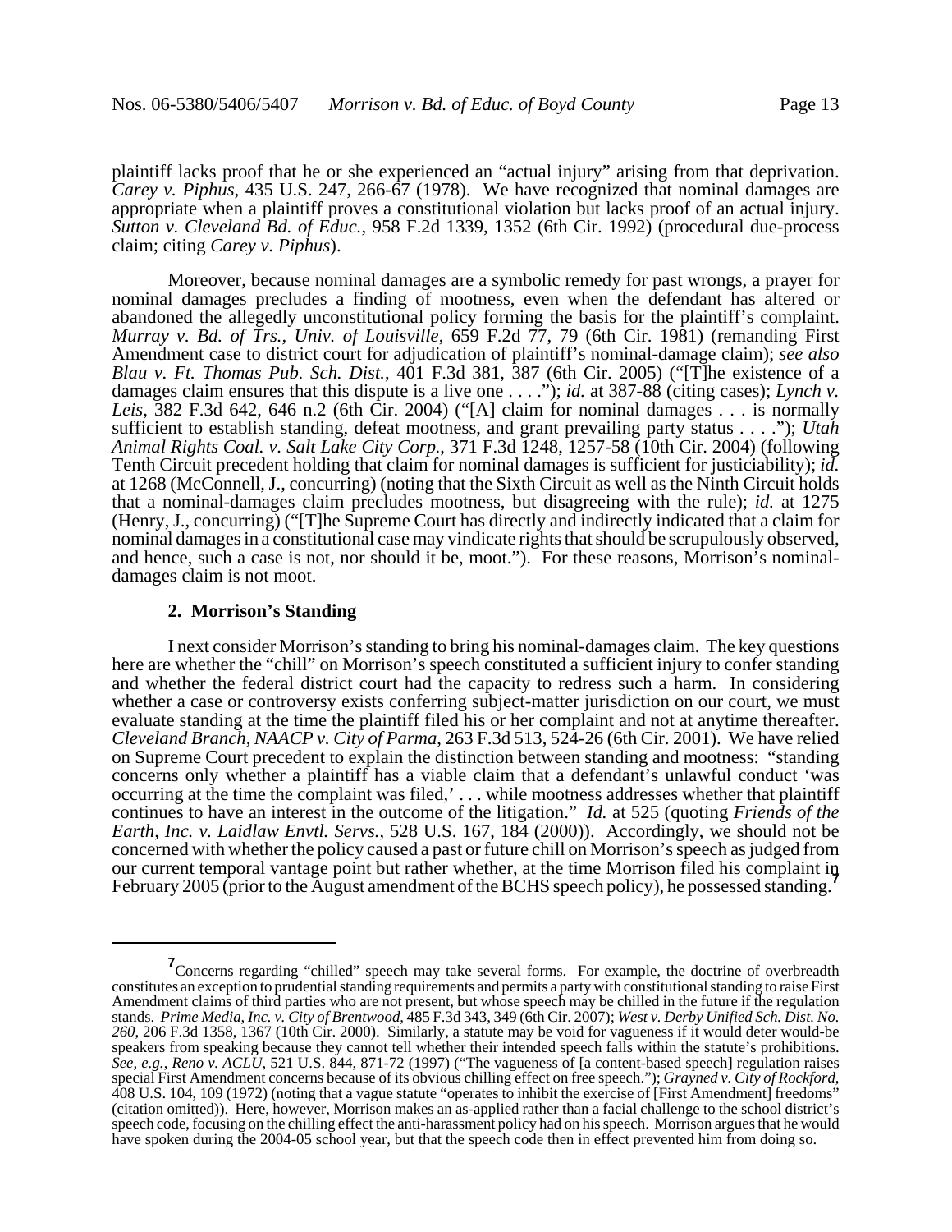plaintiff lacks proof that he or she experienced an "actual injury" arising from that deprivation. *Carey v. Piphus*, 435 U.S. 247, 266-67 (1978). We have recognized that nominal damages are appropriate when a plaintiff proves a constitutional violation but lacks proof of an actual injury. *Sutton v. Cleveland Bd. of Educ.*, 958 F.2d 1339, 1352 (6th Cir. 1992) (procedural due-process claim; citing *Carey v. Piphus*).

Moreover, because nominal damages are a symbolic remedy for past wrongs, a prayer for nominal damages precludes a finding of mootness, even when the defendant has altered or abandoned the allegedly unconstitutional policy forming the basis for the plaintiff's complaint. *Murray v. Bd. of Trs., Univ. of Louisville*, 659 F.2d 77, 79 (6th Cir. 1981) (remanding First Amendment case to district court for adjudication of plaintiff's nominal-damage claim); *see also Blau v. Ft. Thomas Pub. Sch. Dist.*, 401 F.3d 381, 387 (6th Cir. 2005) ("[T]he existence of a damages claim ensures that this dispute is a live one . . . ."); *id.* at 387-88 (citing cases); *Lynch v. Leis*, 382 F.3d 642, 646 n.2 (6th Cir. 2004) ("[A] claim for nominal damages . . . is normally sufficient to establish standing, defeat mootness, and grant prevailing party status . . . ."); *Utah Animal Rights Coal. v. Salt Lake City Corp.*, 371 F.3d 1248, 1257-58 (10th Cir. 2004) (following Tenth Circuit precedent holding that claim for nominal damages is sufficient for justiciability); *id.* at 1268 (McConnell, J., concurring) (noting that the Sixth Circuit as well as the Ninth Circuit holds that a nominal-damages claim precludes mootness, but disagreeing with the rule); *id.* at 1275 (Henry, J., concurring) ("[T]he Supreme Court has directly and indirectly indicated that a claim for nominal damages in a constitutional case may vindicate rights that should be scrupulously observed, and hence, such a case is not, nor should it be, moot."). For these reasons, Morrison's nominal-damages claim is not moot.

### 2. Morrison's Standing

I next consider Morrison's standing to bring his nominal-damages claim. The key questions here are whether the "chill" on Morrison's speech constituted a sufficient injury to confer standing and whether the federal district court had the capacity to redress such a harm. In considering whether a case or controversy exists conferring subject-matter jurisdiction on our court, we must evaluate standing at the time the plaintiff filed his or her complaint and not at anytime thereafter. *Cleveland Branch, NAACP v. City of Parma*, 263 F.3d 513, 524-26 (6th Cir. 2001). We have relied on Supreme Court precedent to explain the distinction between standing and mootness: "standing concerns only whether a plaintiff has a viable claim that a defendant's unlawful conduct 'was occurring at the time the complaint was filed,' . . . while mootness addresses whether that plaintiff continues to have an interest in the outcome of the litigation." *Id.* at 525 (quoting *Friends of the Earth, Inc. v. Laidlaw Envtl. Servs.*, 528 U.S. 167, 184 (2000)). Accordingly, we should not be concerned with whether the policy caused a past or future chill on Morrison's speech as judged from our current temporal vantage point but rather whether, at the time Morrison filed his complaint in February 2005 (prior to the August amendment of the BCHS speech policy), he possessed standing.[7]

---

[7] Concerns regarding "chilled" speech may take several forms. For example, the doctrine of overbreadth constitutes an exception to prudential standing requirements and permits a party with constitutional standing to raise First Amendment claims of third parties who are not present, but whose speech may be chilled in the future if the regulation stands. *Prime Media, Inc. v. City of Brentwood*, 485 F.3d 343, 349 (6th Cir. 2007); *West v. Derby Unified Sch. Dist. No. 260*, 206 F.3d 1358, 1367 (10th Cir. 2000). Similarly, a statute may be void for vagueness if it would deter would-be speakers from speaking because they cannot tell whether their intended speech falls within the statute's prohibitions. *See, e.g.*, *Reno v. ACLU*, 521 U.S. 844, 871-72 (1997) ("The vagueness of [a content-based speech] regulation raises special First Amendment concerns because of its obvious chilling effect on free speech."); *Grayned v. City of Rockford*, 408 U.S. 104, 109 (1972) (noting that a vague statute "operates to inhibit the exercise of [First Amendment] freedoms" (citation omitted)). Here, however, Morrison makes an as-applied rather than a facial challenge to the school district's speech code, focusing on the chilling effect the anti-harassment policy had on his speech. Morrison argues that he would have spoken during the 2004-05 school year, but that the speech code then in effect prevented him from doing so.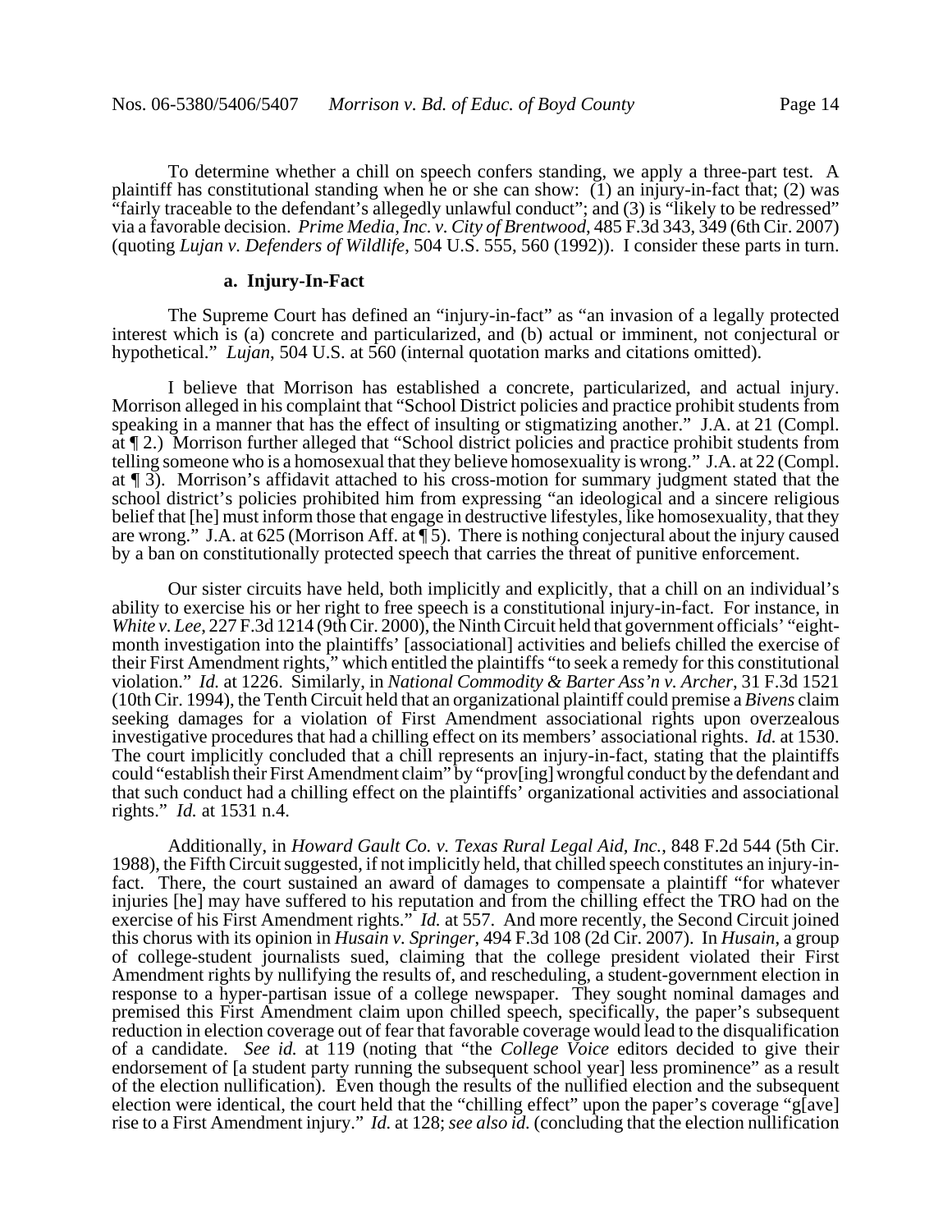To determine whether a chill on speech confers standing, we apply a three-part test. A plaintiff has constitutional standing when he or she can show: (1) an injury-in-fact that; (2) was "fairly traceable to the defendant's allegedly unlawful conduct"; and (3) is "likely to be redressed" via a favorable decision. *Prime Media, Inc. v. City of Brentwood*, 485 F.3d 343, 349 (6th Cir. 2007) (quoting *Lujan v. Defenders of Wildlife*, 504 U.S. 555, 560 (1992)). I consider these parts in turn.

#### a. Injury-In-Fact

The Supreme Court has defined an "injury-in-fact" as "an invasion of a legally protected interest which is (a) concrete and particularized, and (b) actual or imminent, not conjectural or hypothetical." *Lujan*, 504 U.S. at 560 (internal quotation marks and citations omitted).

I believe that Morrison has established a concrete, particularized, and actual injury. Morrison alleged in his complaint that "School District policies and practice prohibit students from speaking in a manner that has the effect of insulting or stigmatizing another." J.A. at 21 (Compl. at ¶ 2.) Morrison further alleged that "School district policies and practice prohibit students from telling someone who is a homosexual that they believe homosexuality is wrong." J.A. at 22 (Compl. at ¶ 3). Morrison's affidavit attached to his cross-motion for summary judgment stated that the school district's policies prohibited him from expressing "an ideological and a sincere religious belief that [he] must inform those that engage in destructive lifestyles, like homosexuality, that they are wrong." J.A. at 625 (Morrison Aff. at ¶ 5). There is nothing conjectural about the injury caused by a ban on constitutionally protected speech that carries the threat of punitive enforcement.

Our sister circuits have held, both implicitly and explicitly, that a chill on an individual's ability to exercise his or her right to free speech is a constitutional injury-in-fact. For instance, in *White v. Lee*, 227 F.3d 1214 (9th Cir. 2000), the Ninth Circuit held that government officials' "eight-month investigation into the plaintiffs' [associational] activities and beliefs chilled the exercise of their First Amendment rights," which entitled the plaintiffs "to seek a remedy for this constitutional violation." *Id.* at 1226. Similarly, in *National Commodity & Barter Ass'n v. Archer*, 31 F.3d 1521 (10th Cir. 1994), the Tenth Circuit held that an organizational plaintiff could premise a *Bivens* claim seeking damages for a violation of First Amendment associational rights upon overzealous investigative procedures that had a chilling effect on its members' associational rights. *Id.* at 1530. The court implicitly concluded that a chill represents an injury-in-fact, stating that the plaintiffs could "establish their First Amendment claim" by "prov[ing] wrongful conduct by the defendant and that such conduct had a chilling effect on the plaintiffs' organizational activities and associational rights." *Id.* at 1531 n.4.

Additionally, in *Howard Gault Co. v. Texas Rural Legal Aid, Inc.*, 848 F.2d 544 (5th Cir. 1988), the Fifth Circuit suggested, if not implicitly held, that chilled speech constitutes an injury-in-fact. There, the court sustained an award of damages to compensate a plaintiff "for whatever injuries [he] may have suffered to his reputation and from the chilling effect the TRO had on the exercise of his First Amendment rights." *Id.* at 557. And more recently, the Second Circuit joined this chorus with its opinion in *Husain v. Springer*, 494 F.3d 108 (2d Cir. 2007). In *Husain*, a group of college-student journalists sued, claiming that the college president violated their First Amendment rights by nullifying the results of, and rescheduling, a student-government election in response to a hyper-partisan issue of a college newspaper. They sought nominal damages and premised this First Amendment claim upon chilled speech, specifically, the paper's subsequent reduction in election coverage out of fear that favorable coverage would lead to the disqualification of a candidate. *See id.* at 119 (noting that "the *College Voice* editors decided to give their endorsement of [a student party running the subsequent school year] less prominence" as a result of the election nullification). Even though the results of the nullified election and the subsequent election were identical, the court held that the "chilling effect" upon the paper's coverage "g[ave] rise to a First Amendment injury." *Id.* at 128; *see also id.* (concluding that the election nullification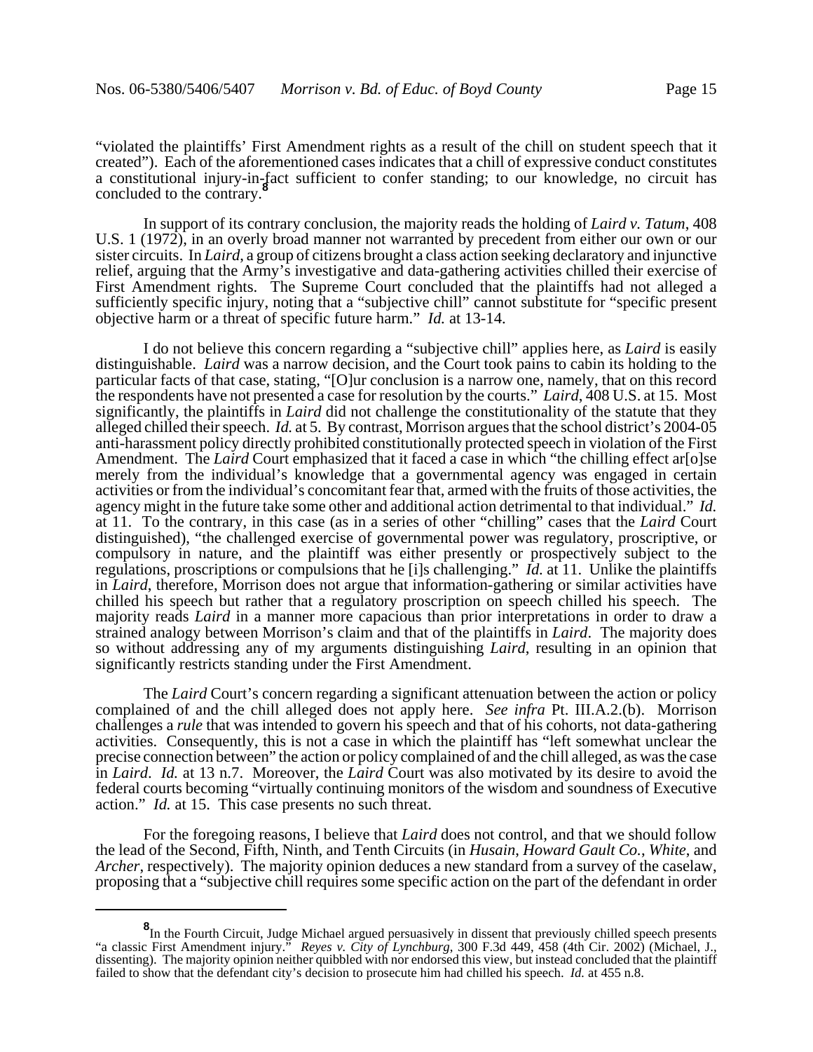"violated the plaintiffs' First Amendment rights as a result of the chill on student speech that it created"). Each of the aforementioned cases indicates that a chill of expressive conduct constitutes a constitutional injury-in-fact sufficient to confer standing; to our knowledge, no circuit has concluded to the contrary.[8]

In support of its contrary conclusion, the majority reads the holding of *Laird v. Tatum*, 408 U.S. 1 (1972), in an overly broad manner not warranted by precedent from either our own or our sister circuits. In *Laird*, a group of citizens brought a class action seeking declaratory and injunctive relief, arguing that the Army's investigative and data-gathering activities chilled their exercise of First Amendment rights. The Supreme Court concluded that the plaintiffs had not alleged a sufficiently specific injury, noting that a "subjective chill" cannot substitute for "specific present objective harm or a threat of specific future harm." *Id.* at 13-14.

I do not believe this concern regarding a "subjective chill" applies here, as *Laird* is easily distinguishable. *Laird* was a narrow decision, and the Court took pains to cabin its holding to the particular facts of that case, stating, "[O]ur conclusion is a narrow one, namely, that on this record the respondents have not presented a case for resolution by the courts." *Laird*, 408 U.S. at 15. Most significantly, the plaintiffs in *Laird* did not challenge the constitutionality of the statute that they alleged chilled their speech. *Id.* at 5. By contrast, Morrison argues that the school district's 2004-05 anti-harassment policy directly prohibited constitutionally protected speech in violation of the First Amendment. The *Laird* Court emphasized that it faced a case in which "the chilling effect ar[o]se merely from the individual's knowledge that a governmental agency was engaged in certain activities or from the individual's concomitant fear that, armed with the fruits of those activities, the agency might in the future take some other and additional action detrimental to that individual." *Id.* at 11. To the contrary, in this case (as in a series of other "chilling" cases that the *Laird* Court distinguished), "the challenged exercise of governmental power was regulatory, proscriptive, or compulsory in nature, and the plaintiff was either presently or prospectively subject to the regulations, proscriptions or compulsions that he [i]s challenging." *Id.* at 11. Unlike the plaintiffs in *Laird*, therefore, Morrison does not argue that information-gathering or similar activities have chilled his speech but rather that a regulatory proscription on speech chilled his speech. The majority reads *Laird* in a manner more capacious than prior interpretations in order to draw a strained analogy between Morrison's claim and that of the plaintiffs in *Laird*. The majority does so without addressing any of my arguments distinguishing *Laird*, resulting in an opinion that significantly restricts standing under the First Amendment.

The *Laird* Court's concern regarding a significant attenuation between the action or policy complained of and the chill alleged does not apply here. *See infra* Pt. III.A.2.(b). Morrison challenges a *rule* that was intended to govern his speech and that of his cohorts, not data-gathering activities. Consequently, this is not a case in which the plaintiff has "left somewhat unclear the precise connection between" the action or policy complained of and the chill alleged, as was the case in *Laird*. *Id.* at 13 n.7. Moreover, the *Laird* Court was also motivated by its desire to avoid the federal courts becoming "virtually continuing monitors of the wisdom and soundness of Executive action." *Id.* at 15. This case presents no such threat.

For the foregoing reasons, I believe that *Laird* does not control, and that we should follow the lead of the Second, Fifth, Ninth, and Tenth Circuits (in *Husain*, *Howard Gault Co.*, *White*, and *Archer*, respectively). The majority opinion deduces a new standard from a survey of the caselaw, proposing that a "subjective chill requires some specific action on the part of the defendant in order

---

[8] In the Fourth Circuit, Judge Michael argued persuasively in dissent that previously chilled speech presents "a classic First Amendment injury." *Reyes v. City of Lynchburg*, 300 F.3d 449, 458 (4th Cir. 2002) (Michael, J., dissenting). The majority opinion neither quibbled with nor endorsed this view, but instead concluded that the plaintiff failed to show that the defendant city's decision to prosecute him had chilled his speech. *Id.* at 455 n.8.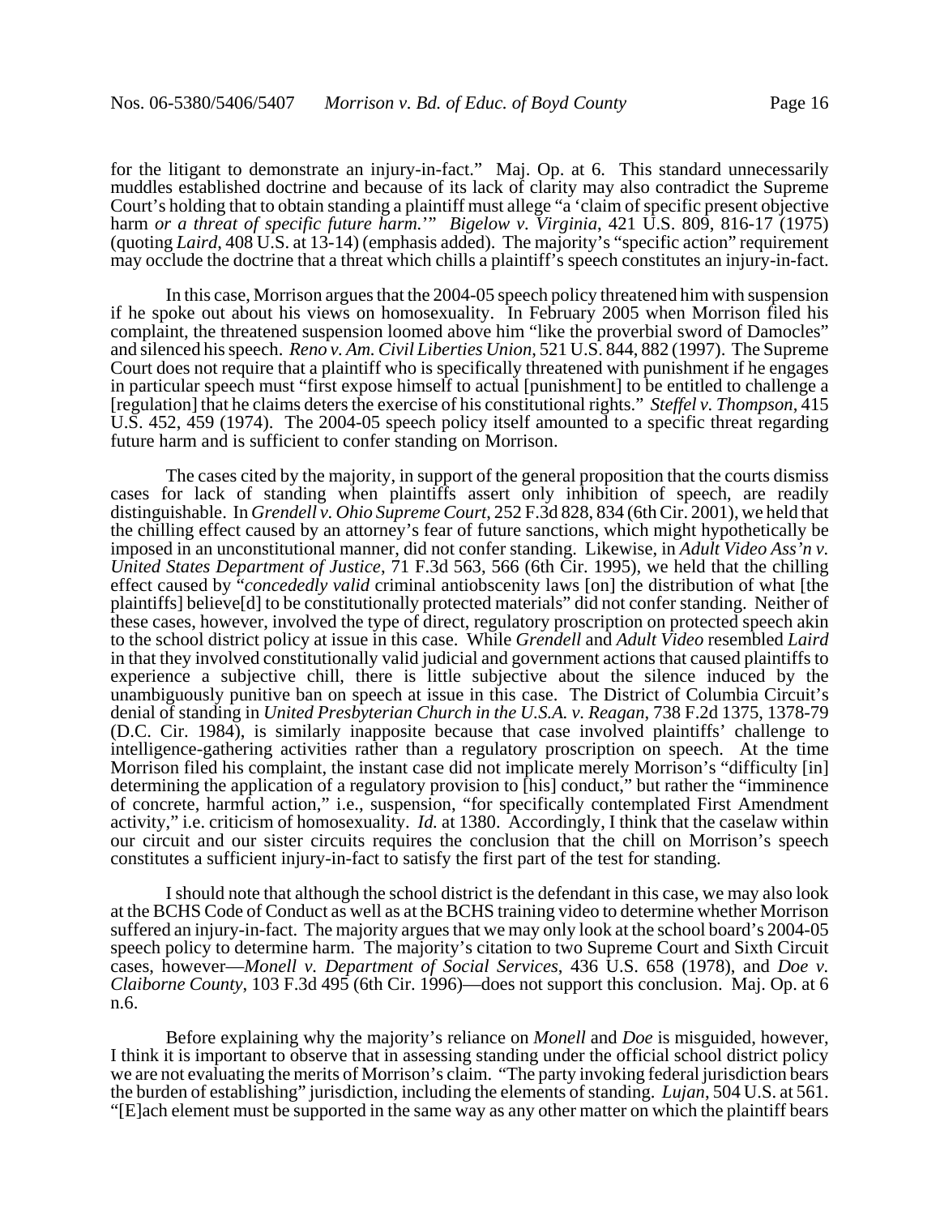for the litigant to demonstrate an injury-in-fact." Maj. Op. at 6. This standard unnecessarily muddles established doctrine and because of its lack of clarity may also contradict the Supreme Court's holding that to obtain standing a plaintiff must allege "a 'claim of specific present objective harm *or a threat of specific future harm.*'" *Bigelow v. Virginia*, 421 U.S. 809, 816-17 (1975) (quoting *Laird*, 408 U.S. at 13-14) (emphasis added). The majority's "specific action" requirement may occlude the doctrine that a threat which chills a plaintiff's speech constitutes an injury-in-fact.

In this case, Morrison argues that the 2004-05 speech policy threatened him with suspension if he spoke out about his views on homosexuality. In February 2005 when Morrison filed his complaint, the threatened suspension loomed above him "like the proverbial sword of Damocles" and silenced his speech. *Reno v. Am. Civil Liberties Union*, 521 U.S. 844, 882 (1997). The Supreme Court does not require that a plaintiff who is specifically threatened with punishment if he engages in particular speech must "first expose himself to actual [punishment] to be entitled to challenge a [regulation] that he claims deters the exercise of his constitutional rights." *Steffel v. Thompson*, 415 U.S. 452, 459 (1974). The 2004-05 speech policy itself amounted to a specific threat regarding future harm and is sufficient to confer standing on Morrison.

The cases cited by the majority, in support of the general proposition that the courts dismiss cases for lack of standing when plaintiffs assert only inhibition of speech, are readily distinguishable. In *Grendell v. Ohio Supreme Court*, 252 F.3d 828, 834 (6th Cir. 2001), we held that the chilling effect caused by an attorney's fear of future sanctions, which might hypothetically be imposed in an unconstitutional manner, did not confer standing. Likewise, in *Adult Video Ass'n v. United States Department of Justice*, 71 F.3d 563, 566 (6th Cir. 1995), we held that the chilling effect caused by "*concededly valid* criminal antiobscenity laws [on] the distribution of what [the plaintiffs] believe[d] to be constitutionally protected materials" did not confer standing. Neither of these cases, however, involved the type of direct, regulatory proscription on protected speech akin to the school district policy at issue in this case. While *Grendell* and *Adult Video* resembled *Laird* in that they involved constitutionally valid judicial and government actions that caused plaintiffs to experience a subjective chill, there is little subjective about the silence induced by the unambiguously punitive ban on speech at issue in this case. The District of Columbia Circuit's denial of standing in *United Presbyterian Church in the U.S.A. v. Reagan*, 738 F.2d 1375, 1378-79 (D.C. Cir. 1984), is similarly inapposite because that case involved plaintiffs' challenge to intelligence-gathering activities rather than a regulatory proscription on speech. At the time Morrison filed his complaint, the instant case did not implicate merely Morrison's "difficulty [in] determining the application of a regulatory provision to [his] conduct," but rather the "imminence of concrete, harmful action," i.e., suspension, "for specifically contemplated First Amendment activity," i.e. criticism of homosexuality. *Id.* at 1380. Accordingly, I think that the caselaw within our circuit and our sister circuits requires the conclusion that the chill on Morrison's speech constitutes a sufficient injury-in-fact to satisfy the first part of the test for standing.

I should note that although the school district is the defendant in this case, we may also look at the BCHS Code of Conduct as well as at the BCHS training video to determine whether Morrison suffered an injury-in-fact. The majority argues that we may only look at the school board's 2004-05 speech policy to determine harm. The majority's citation to two Supreme Court and Sixth Circuit cases, however—*Monell v. Department of Social Services*, 436 U.S. 658 (1978), and *Doe v. Claiborne County*, 103 F.3d 495 (6th Cir. 1996)—does not support this conclusion. Maj. Op. at 6 n.6.

Before explaining why the majority's reliance on *Monell* and *Doe* is misguided, however, I think it is important to observe that in assessing standing under the official school district policy we are not evaluating the merits of Morrison's claim. "The party invoking federal jurisdiction bears the burden of establishing" jurisdiction, including the elements of standing. *Lujan*, 504 U.S. at 561. "[E]ach element must be supported in the same way as any other matter on which the plaintiff bears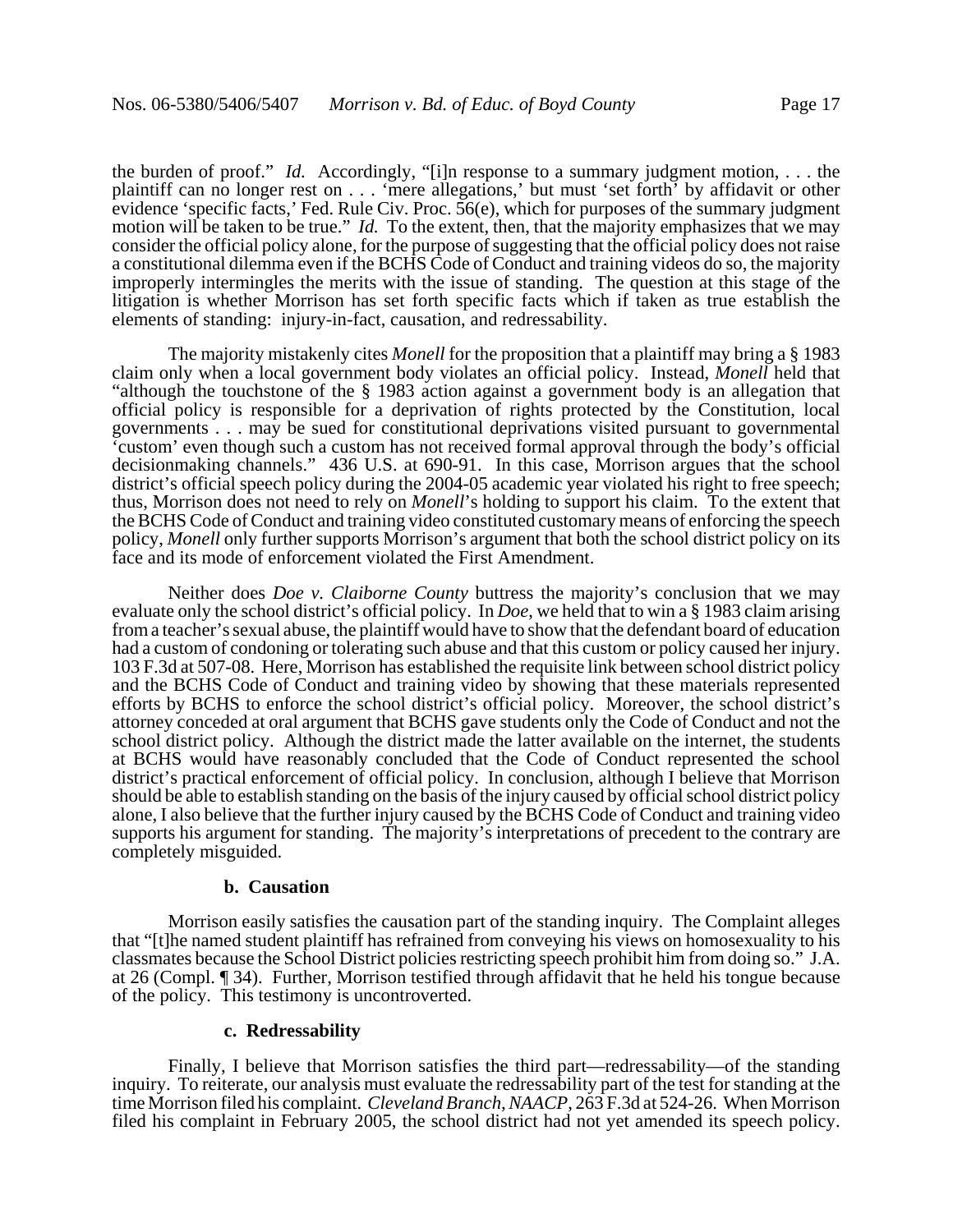the burden of proof." *Id.* Accordingly, "[i]n response to a summary judgment motion, . . . the plaintiff can no longer rest on . . . 'mere allegations,' but must 'set forth' by affidavit or other evidence 'specific facts,' Fed. Rule Civ. Proc. 56(e), which for purposes of the summary judgment motion will be taken to be true." *Id.* To the extent, then, that the majority emphasizes that we may consider the official policy alone, for the purpose of suggesting that the official policy does not raise a constitutional dilemma even if the BCHS Code of Conduct and training videos do so, the majority improperly intermingles the merits with the issue of standing. The question at this stage of the litigation is whether Morrison has set forth specific facts which if taken as true establish the elements of standing: injury-in-fact, causation, and redressability.

The majority mistakenly cites *Monell* for the proposition that a plaintiff may bring a § 1983 claim only when a local government body violates an official policy. Instead, *Monell* held that "although the touchstone of the § 1983 action against a government body is an allegation that official policy is responsible for a deprivation of rights protected by the Constitution, local governments . . . may be sued for constitutional deprivations visited pursuant to governmental 'custom' even though such a custom has not received formal approval through the body's official decisionmaking channels." 436 U.S. at 690-91. In this case, Morrison argues that the school district's official speech policy during the 2004-05 academic year violated his right to free speech; thus, Morrison does not need to rely on *Monell*'s holding to support his claim. To the extent that the BCHS Code of Conduct and training video constituted customary means of enforcing the speech policy, *Monell* only further supports Morrison's argument that both the school district policy on its face and its mode of enforcement violated the First Amendment.

Neither does *Doe v. Claiborne County* buttress the majority's conclusion that we may evaluate only the school district's official policy. In *Doe*, we held that to win a § 1983 claim arising from a teacher's sexual abuse, the plaintiff would have to show that the defendant board of education had a custom of condoning or tolerating such abuse and that this custom or policy caused her injury. 103 F.3d at 507-08. Here, Morrison has established the requisite link between school district policy and the BCHS Code of Conduct and training video by showing that these materials represented efforts by BCHS to enforce the school district's official policy. Moreover, the school district's attorney conceded at oral argument that BCHS gave students only the Code of Conduct and not the school district policy. Although the district made the latter available on the internet, the students at BCHS would have reasonably concluded that the Code of Conduct represented the school district's practical enforcement of official policy. In conclusion, although I believe that Morrison should be able to establish standing on the basis of the injury caused by official school district policy alone, I also believe that the further injury caused by the BCHS Code of Conduct and training video supports his argument for standing. The majority's interpretations of precedent to the contrary are completely misguided.

#### b. Causation

Morrison easily satisfies the causation part of the standing inquiry. The Complaint alleges that "[t]he named student plaintiff has refrained from conveying his views on homosexuality to his classmates because the School District policies restricting speech prohibit him from doing so." J.A. at 26 (Compl. ¶ 34). Further, Morrison testified through affidavit that he held his tongue because of the policy. This testimony is uncontroverted.

#### c. Redressability

Finally, I believe that Morrison satisfies the third part—redressability—of the standing inquiry. To reiterate, our analysis must evaluate the redressability part of the test for standing at the time Morrison filed his complaint. *Cleveland Branch, NAACP*, 263 F.3d at 524-26. When Morrison filed his complaint in February 2005, the school district had not yet amended its speech policy.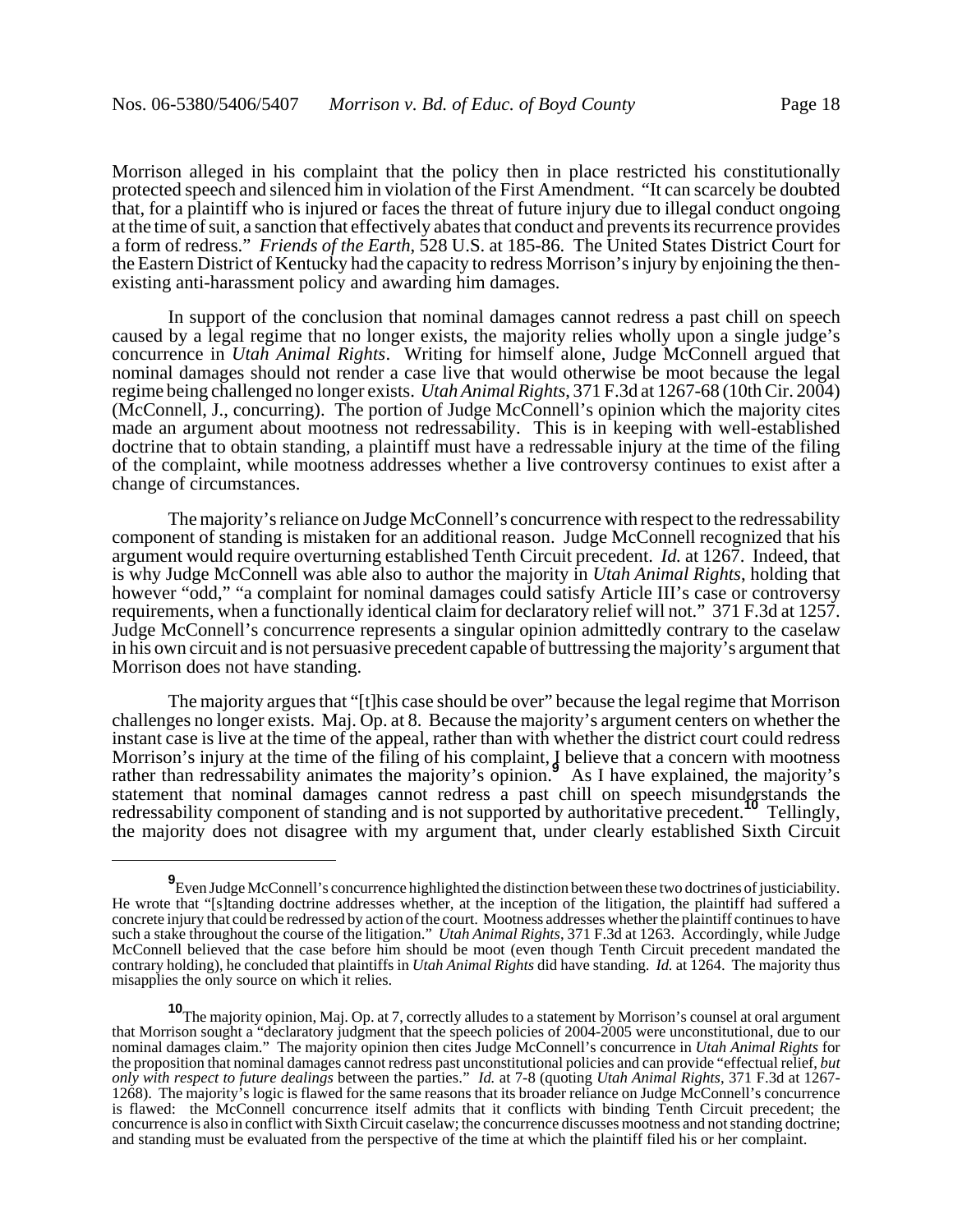Morrison alleged in his complaint that the policy then in place restricted his constitutionally protected speech and silenced him in violation of the First Amendment. "It can scarcely be doubted that, for a plaintiff who is injured or faces the threat of future injury due to illegal conduct ongoing at the time of suit, a sanction that effectively abates that conduct and prevents its recurrence provides a form of redress." *Friends of the Earth*, 528 U.S. at 185-86. The United States District Court for the Eastern District of Kentucky had the capacity to redress Morrison's injury by enjoining the then-existing anti-harassment policy and awarding him damages.

In support of the conclusion that nominal damages cannot redress a past chill on speech caused by a legal regime that no longer exists, the majority relies wholly upon a single judge's concurrence in *Utah Animal Rights*. Writing for himself alone, Judge McConnell argued that nominal damages should not render a case live that would otherwise be moot because the legal regime being challenged no longer exists. *Utah Animal Rights*, 371 F.3d at 1267-68 (10th Cir. 2004) (McConnell, J., concurring). The portion of Judge McConnell's opinion which the majority cites made an argument about mootness not redressability. This is in keeping with well-established doctrine that to obtain standing, a plaintiff must have a redressable injury at the time of the filing of the complaint, while mootness addresses whether a live controversy continues to exist after a change of circumstances.

The majority's reliance on Judge McConnell's concurrence with respect to the redressability component of standing is mistaken for an additional reason. Judge McConnell recognized that his argument would require overturning established Tenth Circuit precedent. *Id.* at 1267. Indeed, that is why Judge McConnell was able also to author the majority in *Utah Animal Rights*, holding that however "odd," "a complaint for nominal damages could satisfy Article III's case or controversy requirements, when a functionally identical claim for declaratory relief will not." 371 F.3d at 1257. Judge McConnell's concurrence represents a singular opinion admittedly contrary to the caselaw in his own circuit and is not persuasive precedent capable of buttressing the majority's argument that Morrison does not have standing.

The majority argues that "[t]his case should be over" because the legal regime that Morrison challenges no longer exists. Maj. Op. at 8. Because the majority's argument centers on whether the instant case is live at the time of the appeal, rather than with whether the district court could redress Morrison's injury at the time of the filing of his complaint, I believe that a concern with mootness rather than redressability animates the majority's opinion.[9] As I have explained, the majority's statement that nominal damages cannot redress a past chill on speech misunderstands the redressability component of standing and is not supported by authoritative precedent.[10] Tellingly, the majority does not disagree with my argument that, under clearly established Sixth Circuit

---

[9] Even Judge McConnell's concurrence highlighted the distinction between these two doctrines of justiciability. He wrote that "[s]tanding doctrine addresses whether, at the inception of the litigation, the plaintiff had suffered a concrete injury that could be redressed by action of the court. Mootness addresses whether the plaintiff continues to have such a stake throughout the course of the litigation." *Utah Animal Rights*, 371 F.3d at 1263. Accordingly, while Judge McConnell believed that the case before him should be moot (even though Tenth Circuit precedent mandated the contrary holding), he concluded that plaintiffs in *Utah Animal Rights* did have standing. *Id.* at 1264. The majority thus misapplies the only source on which it relies.

[10] The majority opinion, Maj. Op. at 7, correctly alludes to a statement by Morrison's counsel at oral argument that Morrison sought a "declaratory judgment that the speech policies of 2004-2005 were unconstitutional, due to our nominal damages claim." The majority opinion then cites Judge McConnell's concurrence in *Utah Animal Rights* for the proposition that nominal damages cannot redress past unconstitutional policies and can provide "effectual relief, *but only with respect to future dealings* between the parties." *Id.* at 7-8 (quoting *Utah Animal Rights*, 371 F.3d at 1267-1268). The majority's logic is flawed for the same reasons that its broader reliance on Judge McConnell's concurrence is flawed: the McConnell concurrence itself admits that it conflicts with binding Tenth Circuit precedent; the concurrence is also in conflict with Sixth Circuit caselaw; the concurrence discusses mootness and not standing doctrine; and standing must be evaluated from the perspective of the time at which the plaintiff filed his or her complaint.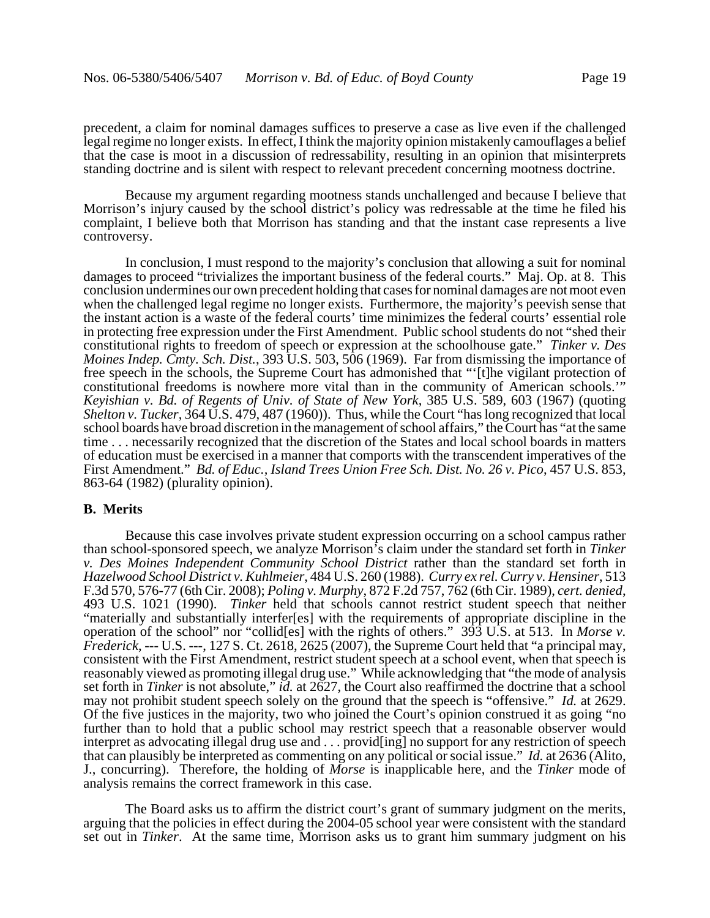precedent, a claim for nominal damages suffices to preserve a case as live even if the challenged legal regime no longer exists. In effect, I think the majority opinion mistakenly camouflages a belief that the case is moot in a discussion of redressability, resulting in an opinion that misinterprets standing doctrine and is silent with respect to relevant precedent concerning mootness doctrine.

Because my argument regarding mootness stands unchallenged and because I believe that Morrison's injury caused by the school district's policy was redressable at the time he filed his complaint, I believe both that Morrison has standing and that the instant case represents a live controversy.

In conclusion, I must respond to the majority's conclusion that allowing a suit for nominal damages to proceed "trivializes the important business of the federal courts." Maj. Op. at 8. This conclusion undermines our own precedent holding that cases for nominal damages are not moot even when the challenged legal regime no longer exists. Furthermore, the majority's peevish sense that the instant action is a waste of the federal courts' time minimizes the federal courts' essential role in protecting free expression under the First Amendment. Public school students do not "shed their constitutional rights to freedom of speech or expression at the schoolhouse gate." *Tinker v. Des Moines Indep. Cmty. Sch. Dist.*, 393 U.S. 503, 506 (1969). Far from dismissing the importance of free speech in the schools, the Supreme Court has admonished that "'[t]he vigilant protection of constitutional freedoms is nowhere more vital than in the community of American schools.'" *Keyishian v. Bd. of Regents of Univ. of State of New York*, 385 U.S. 589, 603 (1967) (quoting *Shelton v. Tucker*, 364 U.S. 479, 487 (1960)). Thus, while the Court "has long recognized that local school boards have broad discretion in the management of school affairs," the Court has "at the same time . . . necessarily recognized that the discretion of the States and local school boards in matters of education must be exercised in a manner that comports with the transcendent imperatives of the First Amendment." *Bd. of Educ., Island Trees Union Free Sch. Dist. No. 26 v. Pico*, 457 U.S. 853, 863-64 (1982) (plurality opinion).

**B. Merits**

Because this case involves private student expression occurring on a school campus rather than school-sponsored speech, we analyze Morrison's claim under the standard set forth in *Tinker v. Des Moines Independent Community School District* rather than the standard set forth in *Hazelwood School District v. Kuhlmeier*, 484 U.S. 260 (1988). *Curry ex rel. Curry v. Hensiner*, 513 F.3d 570, 576-77 (6th Cir. 2008); *Poling v. Murphy*, 872 F.2d 757, 762 (6th Cir. 1989), *cert. denied*, 493 U.S. 1021 (1990). *Tinker* held that schools cannot restrict student speech that neither "materially and substantially interfer[es] with the requirements of appropriate discipline in the operation of the school" nor "collid[es] with the rights of others." 393 U.S. at 513. In *Morse v. Frederick*, --- U.S. ---, 127 S. Ct. 2618, 2625 (2007), the Supreme Court held that "a principal may, consistent with the First Amendment, restrict student speech at a school event, when that speech is reasonably viewed as promoting illegal drug use." While acknowledging that "the mode of analysis set forth in *Tinker* is not absolute," *id.* at 2627, the Court also reaffirmed the doctrine that a school may not prohibit student speech solely on the ground that the speech is "offensive." *Id.* at 2629. Of the five justices in the majority, two who joined the Court's opinion construed it as going "no further than to hold that a public school may restrict speech that a reasonable observer would interpret as advocating illegal drug use and . . . provid[ing] no support for any restriction of speech that can plausibly be interpreted as commenting on any political or social issue." *Id.* at 2636 (Alito, J., concurring). Therefore, the holding of *Morse* is inapplicable here, and the *Tinker* mode of analysis remains the correct framework in this case.

The Board asks us to affirm the district court's grant of summary judgment on the merits, arguing that the policies in effect during the 2004-05 school year were consistent with the standard set out in *Tinker*. At the same time, Morrison asks us to grant him summary judgment on his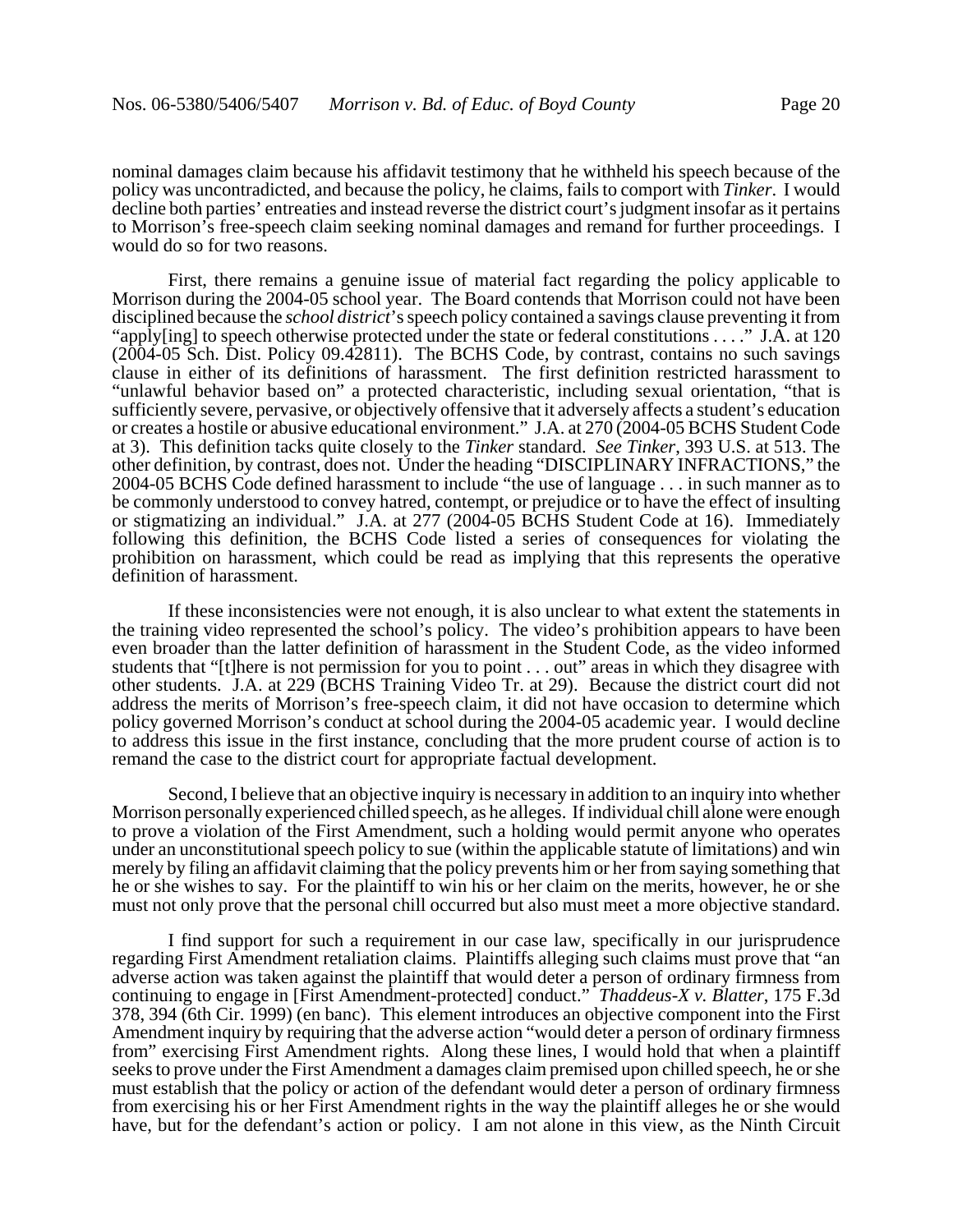nominal damages claim because his affidavit testimony that he withheld his speech because of the policy was uncontradicted, and because the policy, he claims, fails to comport with *Tinker*. I would decline both parties' entreaties and instead reverse the district court's judgment insofar as it pertains to Morrison's free-speech claim seeking nominal damages and remand for further proceedings. I would do so for two reasons.

First, there remains a genuine issue of material fact regarding the policy applicable to Morrison during the 2004-05 school year. The Board contends that Morrison could not have been disciplined because the *school district*'s speech policy contained a savings clause preventing it from "apply[ing] to speech otherwise protected under the state or federal constitutions . . . ." J.A. at 120 (2004-05 Sch. Dist. Policy 09.42811). The BCHS Code, by contrast, contains no such savings clause in either of its definitions of harassment. The first definition restricted harassment to "unlawful behavior based on" a protected characteristic, including sexual orientation, "that is sufficiently severe, pervasive, or objectively offensive that it adversely affects a student's education or creates a hostile or abusive educational environment." J.A. at 270 (2004-05 BCHS Student Code at 3). This definition tacks quite closely to the *Tinker* standard. *See Tinker*, 393 U.S. at 513. The other definition, by contrast, does not. Under the heading "DISCIPLINARY INFRACTIONS," the 2004-05 BCHS Code defined harassment to include "the use of language . . . in such manner as to be commonly understood to convey hatred, contempt, or prejudice or to have the effect of insulting or stigmatizing an individual." J.A. at 277 (2004-05 BCHS Student Code at 16). Immediately following this definition, the BCHS Code listed a series of consequences for violating the prohibition on harassment, which could be read as implying that this represents the operative definition of harassment.

If these inconsistencies were not enough, it is also unclear to what extent the statements in the training video represented the school's policy. The video's prohibition appears to have been even broader than the latter definition of harassment in the Student Code, as the video informed students that "[t]here is not permission for you to point . . . out" areas in which they disagree with other students. J.A. at 229 (BCHS Training Video Tr. at 29). Because the district court did not address the merits of Morrison's free-speech claim, it did not have occasion to determine which policy governed Morrison's conduct at school during the 2004-05 academic year. I would decline to address this issue in the first instance, concluding that the more prudent course of action is to remand the case to the district court for appropriate factual development.

Second, I believe that an objective inquiry is necessary in addition to an inquiry into whether Morrison personally experienced chilled speech, as he alleges. If individual chill alone were enough to prove a violation of the First Amendment, such a holding would permit anyone who operates under an unconstitutional speech policy to sue (within the applicable statute of limitations) and win merely by filing an affidavit claiming that the policy prevents him or her from saying something that he or she wishes to say. For the plaintiff to win his or her claim on the merits, however, he or she must not only prove that the personal chill occurred but also must meet a more objective standard.

I find support for such a requirement in our case law, specifically in our jurisprudence regarding First Amendment retaliation claims. Plaintiffs alleging such claims must prove that "an adverse action was taken against the plaintiff that would deter a person of ordinary firmness from continuing to engage in [First Amendment-protected] conduct." *Thaddeus-X v. Blatter*, 175 F.3d 378, 394 (6th Cir. 1999) (en banc). This element introduces an objective component into the First Amendment inquiry by requiring that the adverse action "would deter a person of ordinary firmness from" exercising First Amendment rights. Along these lines, I would hold that when a plaintiff seeks to prove under the First Amendment a damages claim premised upon chilled speech, he or she must establish that the policy or action of the defendant would deter a person of ordinary firmness from exercising his or her First Amendment rights in the way the plaintiff alleges he or she would have, but for the defendant's action or policy. I am not alone in this view, as the Ninth Circuit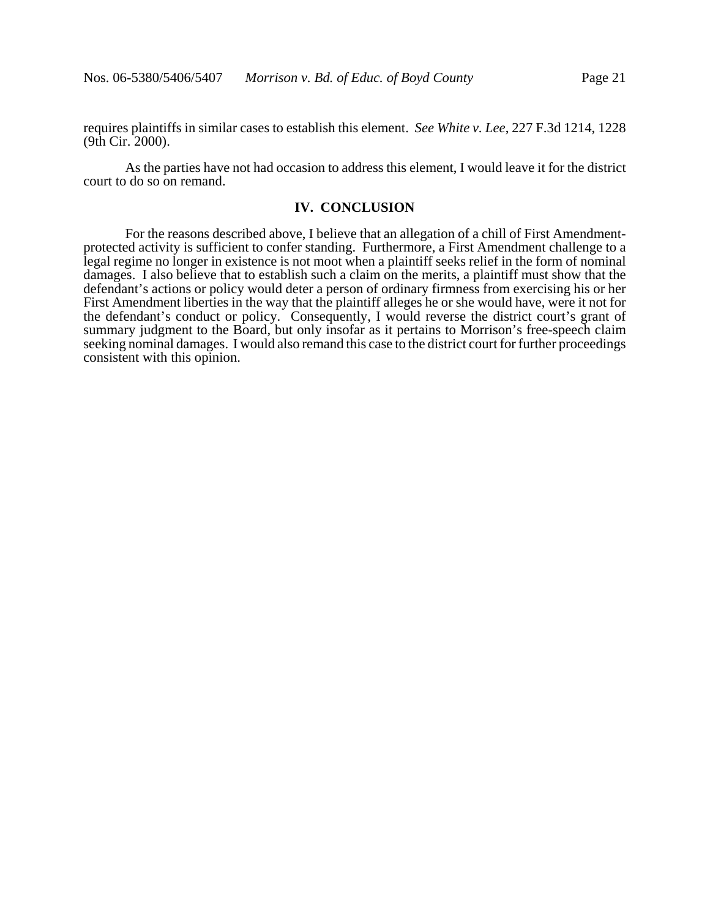requires plaintiffs in similar cases to establish this element. *See White v. Lee*, 227 F.3d 1214, 1228 (9th Cir. 2000).

As the parties have not had occasion to address this element, I would leave it for the district court to do so on remand.

## IV. CONCLUSION

For the reasons described above, I believe that an allegation of a chill of First Amendment-protected activity is sufficient to confer standing. Furthermore, a First Amendment challenge to a legal regime no longer in existence is not moot when a plaintiff seeks relief in the form of nominal damages. I also believe that to establish such a claim on the merits, a plaintiff must show that the defendant's actions or policy would deter a person of ordinary firmness from exercising his or her First Amendment liberties in the way that the plaintiff alleges he or she would have, were it not for the defendant's conduct or policy. Consequently, I would reverse the district court's grant of summary judgment to the Board, but only insofar as it pertains to Morrison's free-speech claim seeking nominal damages. I would also remand this case to the district court for further proceedings consistent with this opinion.